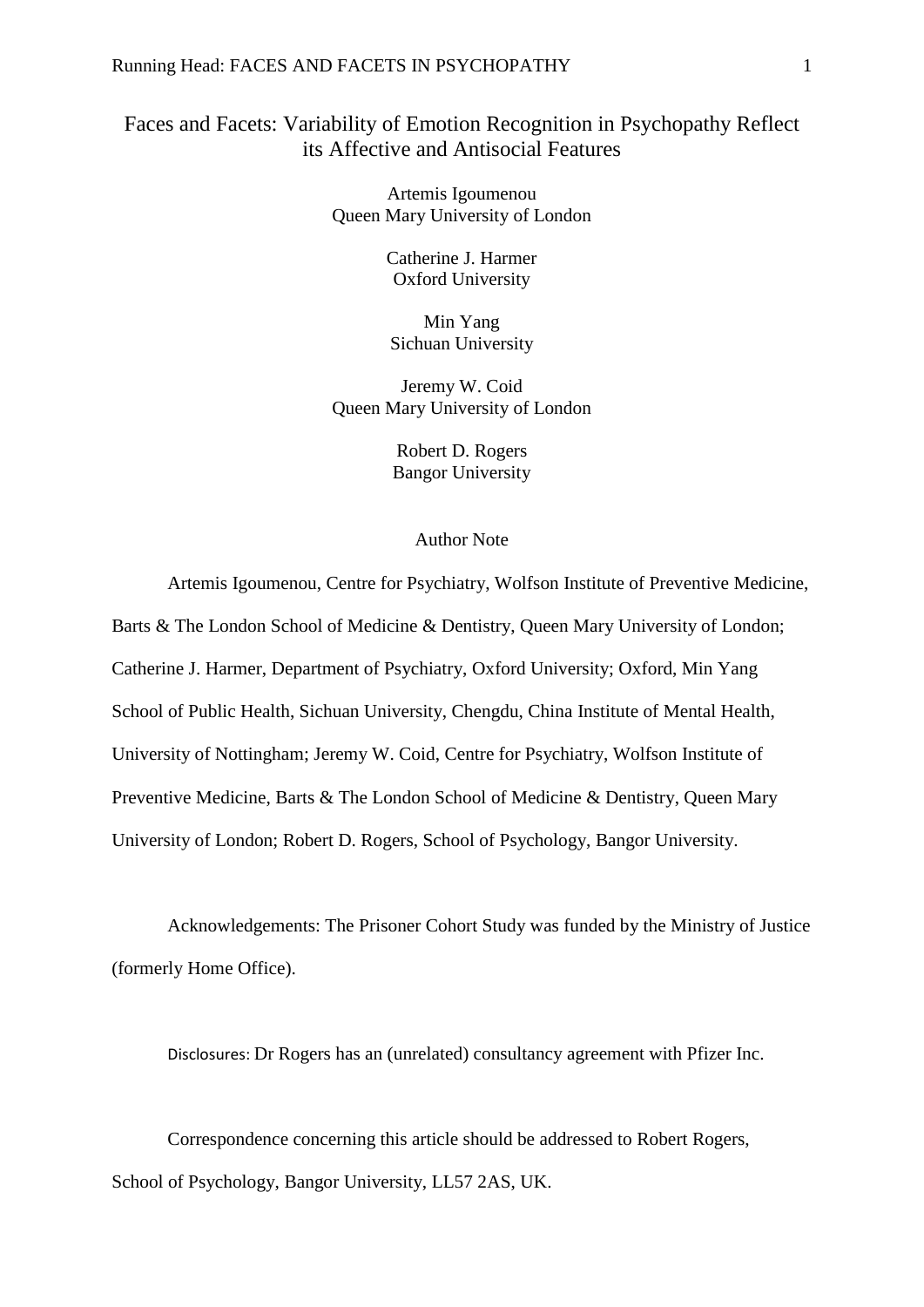# Faces and Facets: Variability of Emotion Recognition in Psychopathy Reflect its Affective and Antisocial Features

Artemis Igoumenou
Queen Mary University of London

Catherine J. Harmer
Oxford University

Min Yang
Sichuan University

Jeremy W. Coid
Queen Mary University of London

Robert D. Rogers
Bangor University

## Author Note

Artemis Igoumenou, Centre for Psychiatry, Wolfson Institute of Preventive Medicine, Barts & The London School of Medicine & Dentistry, Queen Mary University of London; Catherine J. Harmer, Department of Psychiatry, Oxford University; Oxford, Min Yang School of Public Health, Sichuan University, Chengdu, China Institute of Mental Health, University of Nottingham; Jeremy W. Coid, Centre for Psychiatry, Wolfson Institute of Preventive Medicine, Barts & The London School of Medicine & Dentistry, Queen Mary University of London; Robert D. Rogers, School of Psychology, Bangor University.

Acknowledgements: The Prisoner Cohort Study was funded by the Ministry of Justice (formerly Home Office).

Disclosures: Dr Rogers has an (unrelated) consultancy agreement with Pfizer Inc.

Correspondence concerning this article should be addressed to Robert Rogers, School of Psychology, Bangor University, LL57 2AS, UK.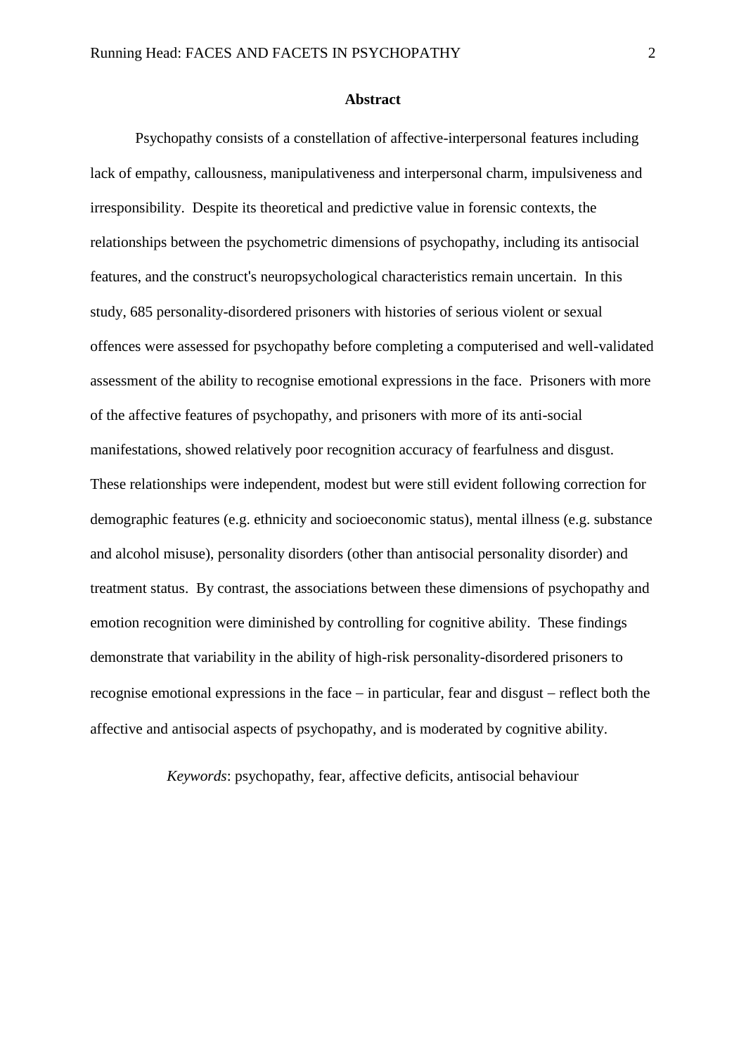**Abstract**

Psychopathy consists of a constellation of affective-interpersonal features including lack of empathy, callousness, manipulativeness and interpersonal charm, impulsiveness and irresponsibility. Despite its theoretical and predictive value in forensic contexts, the relationships between the psychometric dimensions of psychopathy, including its antisocial features, and the construct's neuropsychological characteristics remain uncertain. In this study, 685 personality-disordered prisoners with histories of serious violent or sexual offences were assessed for psychopathy before completing a computerised and well-validated assessment of the ability to recognise emotional expressions in the face. Prisoners with more of the affective features of psychopathy, and prisoners with more of its anti-social manifestations, showed relatively poor recognition accuracy of fearfulness and disgust. These relationships were independent, modest but were still evident following correction for demographic features (e.g. ethnicity and socioeconomic status), mental illness (e.g. substance and alcohol misuse), personality disorders (other than antisocial personality disorder) and treatment status. By contrast, the associations between these dimensions of psychopathy and emotion recognition were diminished by controlling for cognitive ability. These findings demonstrate that variability in the ability of high-risk personality-disordered prisoners to recognise emotional expressions in the face – in particular, fear and disgust – reflect both the affective and antisocial aspects of psychopathy, and is moderated by cognitive ability.

*Keywords*: psychopathy, fear, affective deficits, antisocial behaviour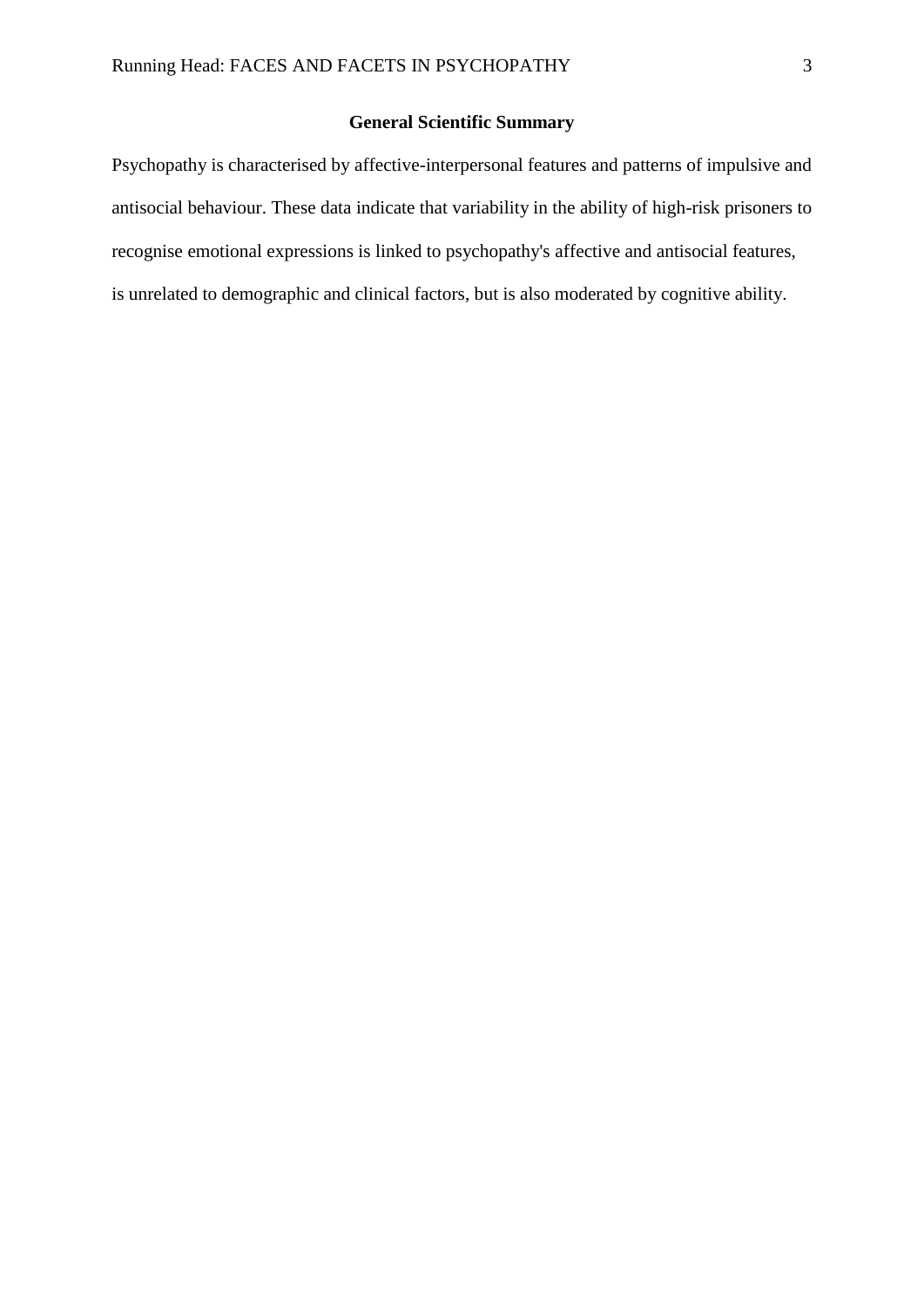## General Scientific Summary

Psychopathy is characterised by affective-interpersonal features and patterns of impulsive and antisocial behaviour. These data indicate that variability in the ability of high-risk prisoners to recognise emotional expressions is linked to psychopathy's affective and antisocial features, is unrelated to demographic and clinical factors, but is also moderated by cognitive ability.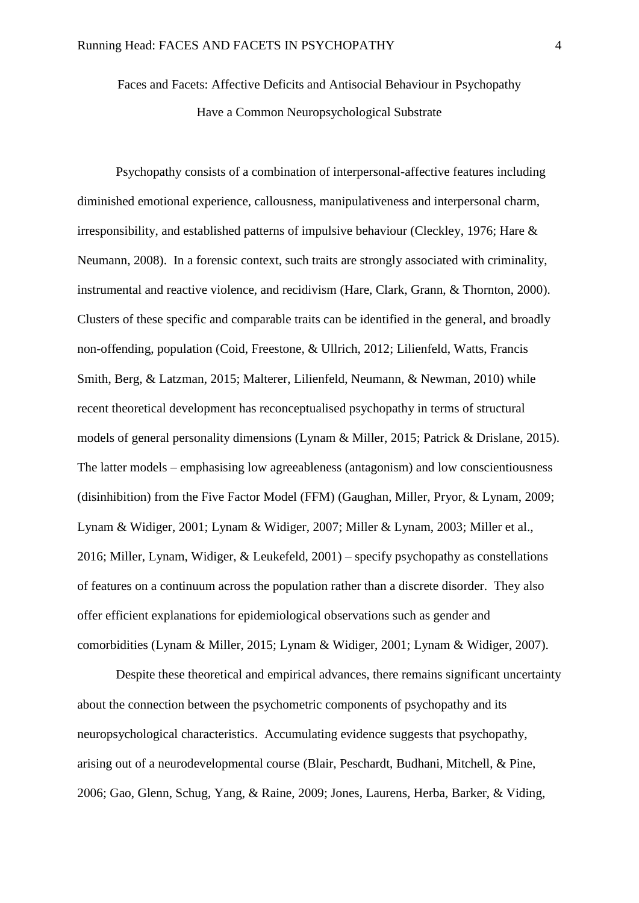# Faces and Facets: Affective Deficits and Antisocial Behaviour in Psychopathy Have a Common Neuropsychological Substrate

Psychopathy consists of a combination of interpersonal-affective features including diminished emotional experience, callousness, manipulativeness and interpersonal charm, irresponsibility, and established patterns of impulsive behaviour (Cleckley, 1976; Hare & Neumann, 2008). In a forensic context, such traits are strongly associated with criminality, instrumental and reactive violence, and recidivism (Hare, Clark, Grann, & Thornton, 2000). Clusters of these specific and comparable traits can be identified in the general, and broadly non-offending, population (Coid, Freestone, & Ullrich, 2012; Lilienfeld, Watts, Francis Smith, Berg, & Latzman, 2015; Malterer, Lilienfeld, Neumann, & Newman, 2010) while recent theoretical development has reconceptualised psychopathy in terms of structural models of general personality dimensions (Lynam & Miller, 2015; Patrick & Drislane, 2015). The latter models – emphasising low agreeableness (antagonism) and low conscientiousness (disinhibition) from the Five Factor Model (FFM) (Gaughan, Miller, Pryor, & Lynam, 2009; Lynam & Widiger, 2001; Lynam & Widiger, 2007; Miller & Lynam, 2003; Miller et al., 2016; Miller, Lynam, Widiger, & Leukefeld, 2001) – specify psychopathy as constellations of features on a continuum across the population rather than a discrete disorder. They also offer efficient explanations for epidemiological observations such as gender and comorbidities (Lynam & Miller, 2015; Lynam & Widiger, 2001; Lynam & Widiger, 2007).

Despite these theoretical and empirical advances, there remains significant uncertainty about the connection between the psychometric components of psychopathy and its neuropsychological characteristics. Accumulating evidence suggests that psychopathy, arising out of a neurodevelopmental course (Blair, Peschardt, Budhani, Mitchell, & Pine, 2006; Gao, Glenn, Schug, Yang, & Raine, 2009; Jones, Laurens, Herba, Barker, & Viding,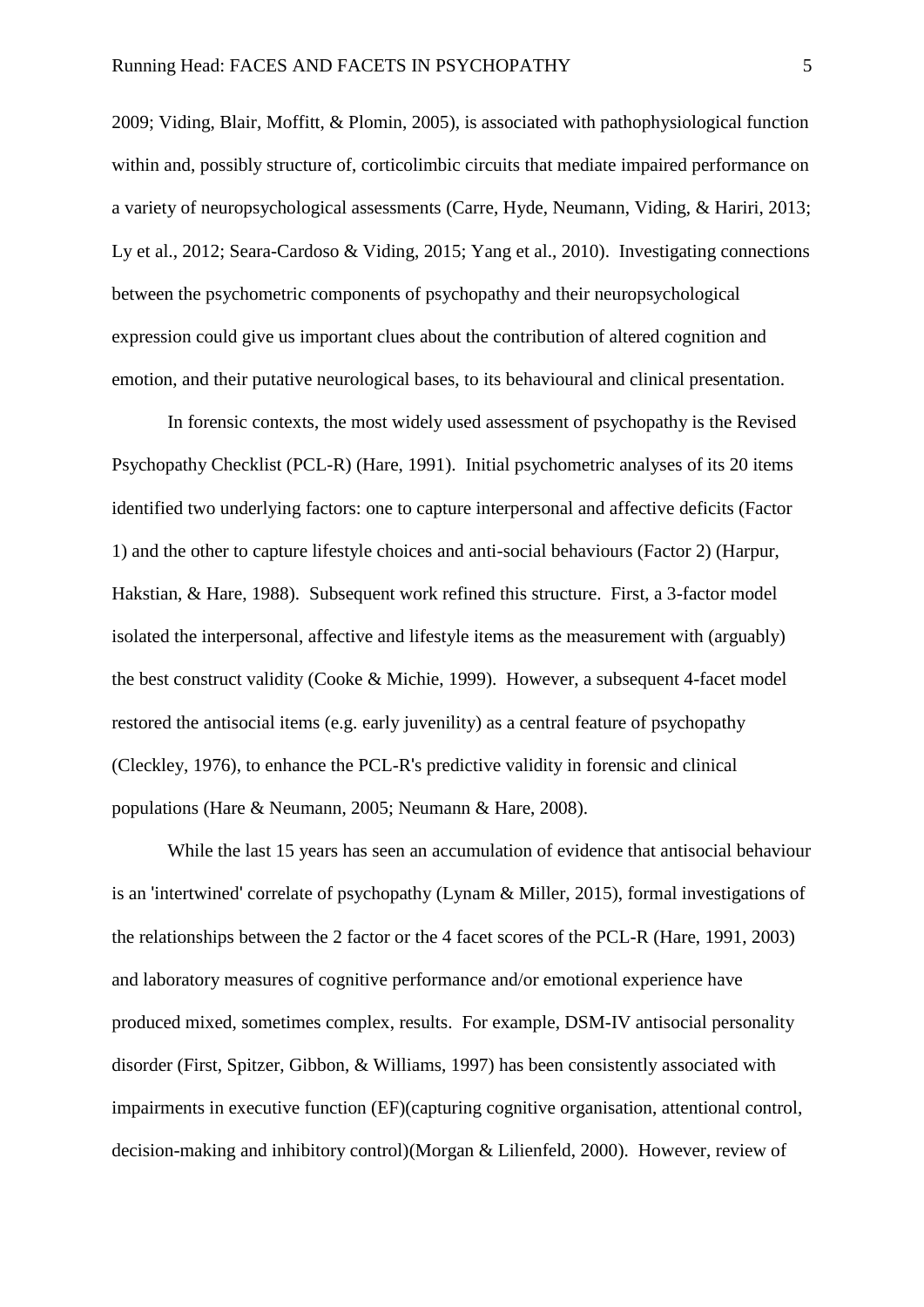2009; Viding, Blair, Moffitt, & Plomin, 2005), is associated with pathophysiological function within and, possibly structure of, corticolimbic circuits that mediate impaired performance on a variety of neuropsychological assessments (Carre, Hyde, Neumann, Viding, & Hariri, 2013; Ly et al., 2012; Seara-Cardoso & Viding, 2015; Yang et al., 2010). Investigating connections between the psychometric components of psychopathy and their neuropsychological expression could give us important clues about the contribution of altered cognition and emotion, and their putative neurological bases, to its behavioural and clinical presentation.

In forensic contexts, the most widely used assessment of psychopathy is the Revised Psychopathy Checklist (PCL-R) (Hare, 1991). Initial psychometric analyses of its 20 items identified two underlying factors: one to capture interpersonal and affective deficits (Factor 1) and the other to capture lifestyle choices and anti-social behaviours (Factor 2) (Harpur, Hakstian, & Hare, 1988). Subsequent work refined this structure. First, a 3-factor model isolated the interpersonal, affective and lifestyle items as the measurement with (arguably) the best construct validity (Cooke & Michie, 1999). However, a subsequent 4-facet model restored the antisocial items (e.g. early juvenility) as a central feature of psychopathy (Cleckley, 1976), to enhance the PCL-R's predictive validity in forensic and clinical populations (Hare & Neumann, 2005; Neumann & Hare, 2008).

While the last 15 years has seen an accumulation of evidence that antisocial behaviour is an 'intertwined' correlate of psychopathy (Lynam & Miller, 2015), formal investigations of the relationships between the 2 factor or the 4 facet scores of the PCL-R (Hare, 1991, 2003) and laboratory measures of cognitive performance and/or emotional experience have produced mixed, sometimes complex, results. For example, DSM-IV antisocial personality disorder (First, Spitzer, Gibbon, & Williams, 1997) has been consistently associated with impairments in executive function (EF)(capturing cognitive organisation, attentional control, decision-making and inhibitory control)(Morgan & Lilienfeld, 2000). However, review of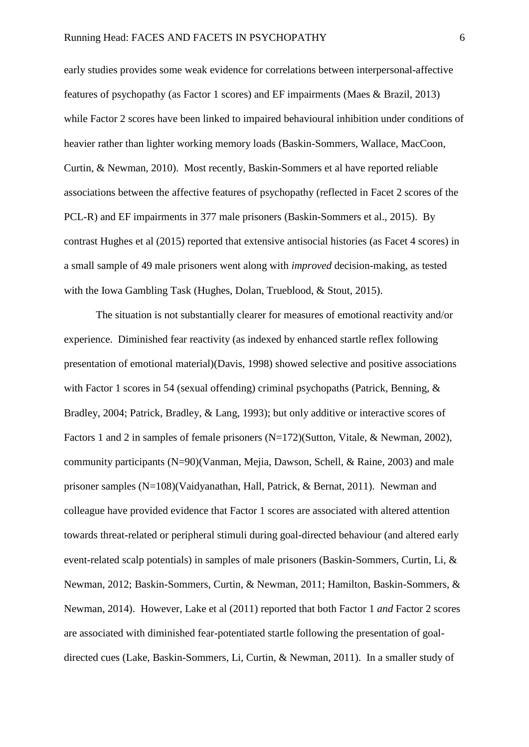early studies provides some weak evidence for correlations between interpersonal-affective features of psychopathy (as Factor 1 scores) and EF impairments (Maes & Brazil, 2013) while Factor 2 scores have been linked to impaired behavioural inhibition under conditions of heavier rather than lighter working memory loads (Baskin-Sommers, Wallace, MacCoon, Curtin, & Newman, 2010). Most recently, Baskin-Sommers et al have reported reliable associations between the affective features of psychopathy (reflected in Facet 2 scores of the PCL-R) and EF impairments in 377 male prisoners (Baskin-Sommers et al., 2015). By contrast Hughes et al (2015) reported that extensive antisocial histories (as Facet 4 scores) in a small sample of 49 male prisoners went along with *improved* decision-making, as tested with the Iowa Gambling Task (Hughes, Dolan, Trueblood, & Stout, 2015).

The situation is not substantially clearer for measures of emotional reactivity and/or experience. Diminished fear reactivity (as indexed by enhanced startle reflex following presentation of emotional material)(Davis, 1998) showed selective and positive associations with Factor 1 scores in 54 (sexual offending) criminal psychopaths (Patrick, Benning, & Bradley, 2004; Patrick, Bradley, & Lang, 1993); but only additive or interactive scores of Factors 1 and 2 in samples of female prisoners (N=172)(Sutton, Vitale, & Newman, 2002), community participants (N=90)(Vanman, Mejia, Dawson, Schell, & Raine, 2003) and male prisoner samples (N=108)(Vaidyanathan, Hall, Patrick, & Bernat, 2011). Newman and colleague have provided evidence that Factor 1 scores are associated with altered attention towards threat-related or peripheral stimuli during goal-directed behaviour (and altered early event-related scalp potentials) in samples of male prisoners (Baskin-Sommers, Curtin, Li, & Newman, 2012; Baskin-Sommers, Curtin, & Newman, 2011; Hamilton, Baskin-Sommers, & Newman, 2014). However, Lake et al (2011) reported that both Factor 1 *and* Factor 2 scores are associated with diminished fear-potentiated startle following the presentation of goal-directed cues (Lake, Baskin-Sommers, Li, Curtin, & Newman, 2011). In a smaller study of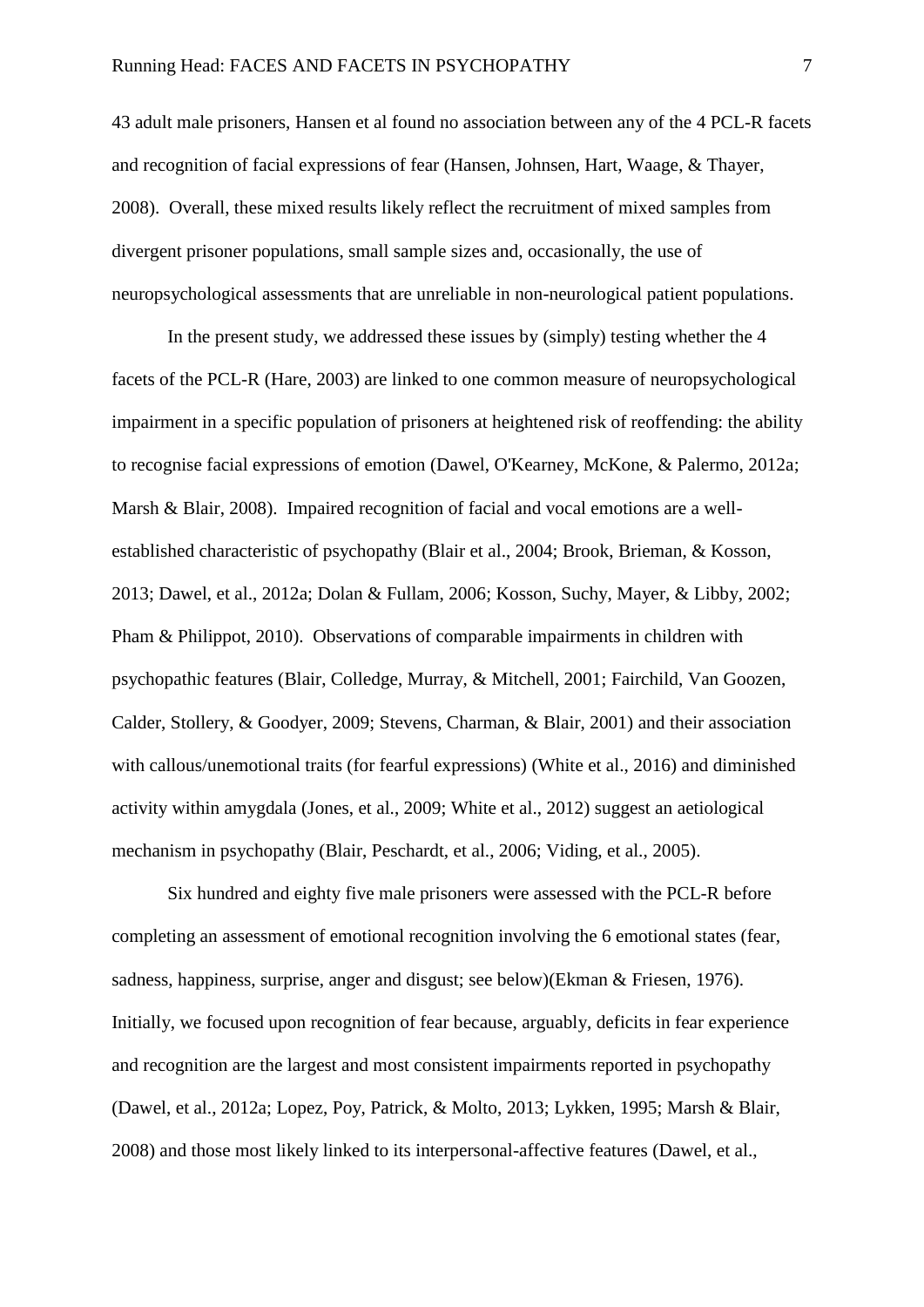43 adult male prisoners, Hansen et al found no association between any of the 4 PCL-R facets and recognition of facial expressions of fear (Hansen, Johnsen, Hart, Waage, & Thayer, 2008). Overall, these mixed results likely reflect the recruitment of mixed samples from divergent prisoner populations, small sample sizes and, occasionally, the use of neuropsychological assessments that are unreliable in non-neurological patient populations.

In the present study, we addressed these issues by (simply) testing whether the 4 facets of the PCL-R (Hare, 2003) are linked to one common measure of neuropsychological impairment in a specific population of prisoners at heightened risk of reoffending: the ability to recognise facial expressions of emotion (Dawel, O'Kearney, McKone, & Palermo, 2012a; Marsh & Blair, 2008). Impaired recognition of facial and vocal emotions are a well-established characteristic of psychopathy (Blair et al., 2004; Brook, Brieman, & Kosson, 2013; Dawel, et al., 2012a; Dolan & Fullam, 2006; Kosson, Suchy, Mayer, & Libby, 2002; Pham & Philippot, 2010). Observations of comparable impairments in children with psychopathic features (Blair, Colledge, Murray, & Mitchell, 2001; Fairchild, Van Goozen, Calder, Stollery, & Goodyer, 2009; Stevens, Charman, & Blair, 2001) and their association with callous/unemotional traits (for fearful expressions) (White et al., 2016) and diminished activity within amygdala (Jones, et al., 2009; White et al., 2012) suggest an aetiological mechanism in psychopathy (Blair, Peschardt, et al., 2006; Viding, et al., 2005).

Six hundred and eighty five male prisoners were assessed with the PCL-R before completing an assessment of emotional recognition involving the 6 emotional states (fear, sadness, happiness, surprise, anger and disgust; see below)(Ekman & Friesen, 1976). Initially, we focused upon recognition of fear because, arguably, deficits in fear experience and recognition are the largest and most consistent impairments reported in psychopathy (Dawel, et al., 2012a; Lopez, Poy, Patrick, & Molto, 2013; Lykken, 1995; Marsh & Blair, 2008) and those most likely linked to its interpersonal-affective features (Dawel, et al.,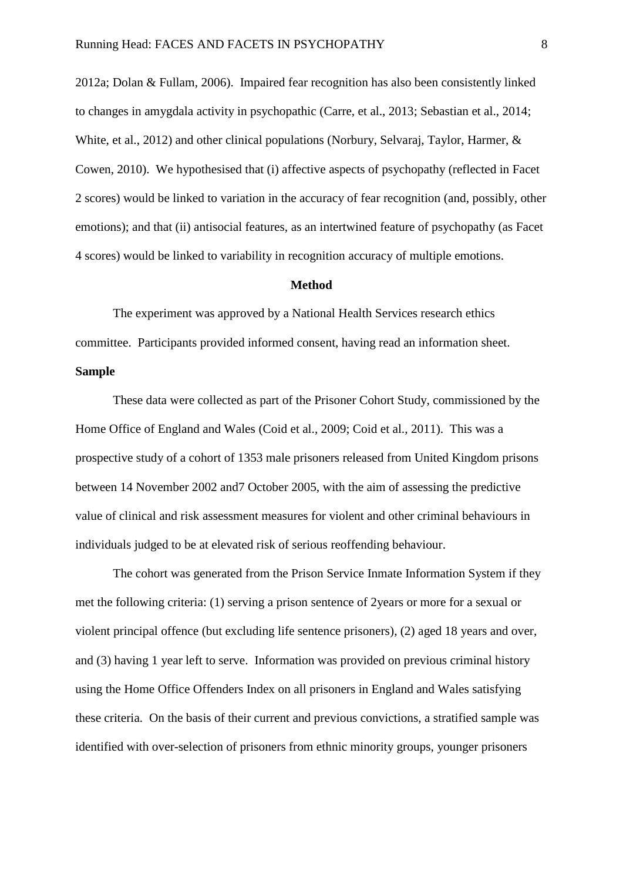2012a; Dolan & Fullam, 2006). Impaired fear recognition has also been consistently linked to changes in amygdala activity in psychopathic (Carre, et al., 2013; Sebastian et al., 2014; White, et al., 2012) and other clinical populations (Norbury, Selvaraj, Taylor, Harmer, & Cowen, 2010). We hypothesised that (i) affective aspects of psychopathy (reflected in Facet 2 scores) would be linked to variation in the accuracy of fear recognition (and, possibly, other emotions); and that (ii) antisocial features, as an intertwined feature of psychopathy (as Facet 4 scores) would be linked to variability in recognition accuracy of multiple emotions.

## Method

The experiment was approved by a National Health Services research ethics committee. Participants provided informed consent, having read an information sheet.

### Sample

These data were collected as part of the Prisoner Cohort Study, commissioned by the Home Office of England and Wales (Coid et al., 2009; Coid et al., 2011). This was a prospective study of a cohort of 1353 male prisoners released from United Kingdom prisons between 14 November 2002 and7 October 2005, with the aim of assessing the predictive value of clinical and risk assessment measures for violent and other criminal behaviours in individuals judged to be at elevated risk of serious reoffending behaviour.

The cohort was generated from the Prison Service Inmate Information System if they met the following criteria: (1) serving a prison sentence of 2years or more for a sexual or violent principal offence (but excluding life sentence prisoners), (2) aged 18 years and over, and (3) having 1 year left to serve. Information was provided on previous criminal history using the Home Office Offenders Index on all prisoners in England and Wales satisfying these criteria. On the basis of their current and previous convictions, a stratified sample was identified with over-selection of prisoners from ethnic minority groups, younger prisoners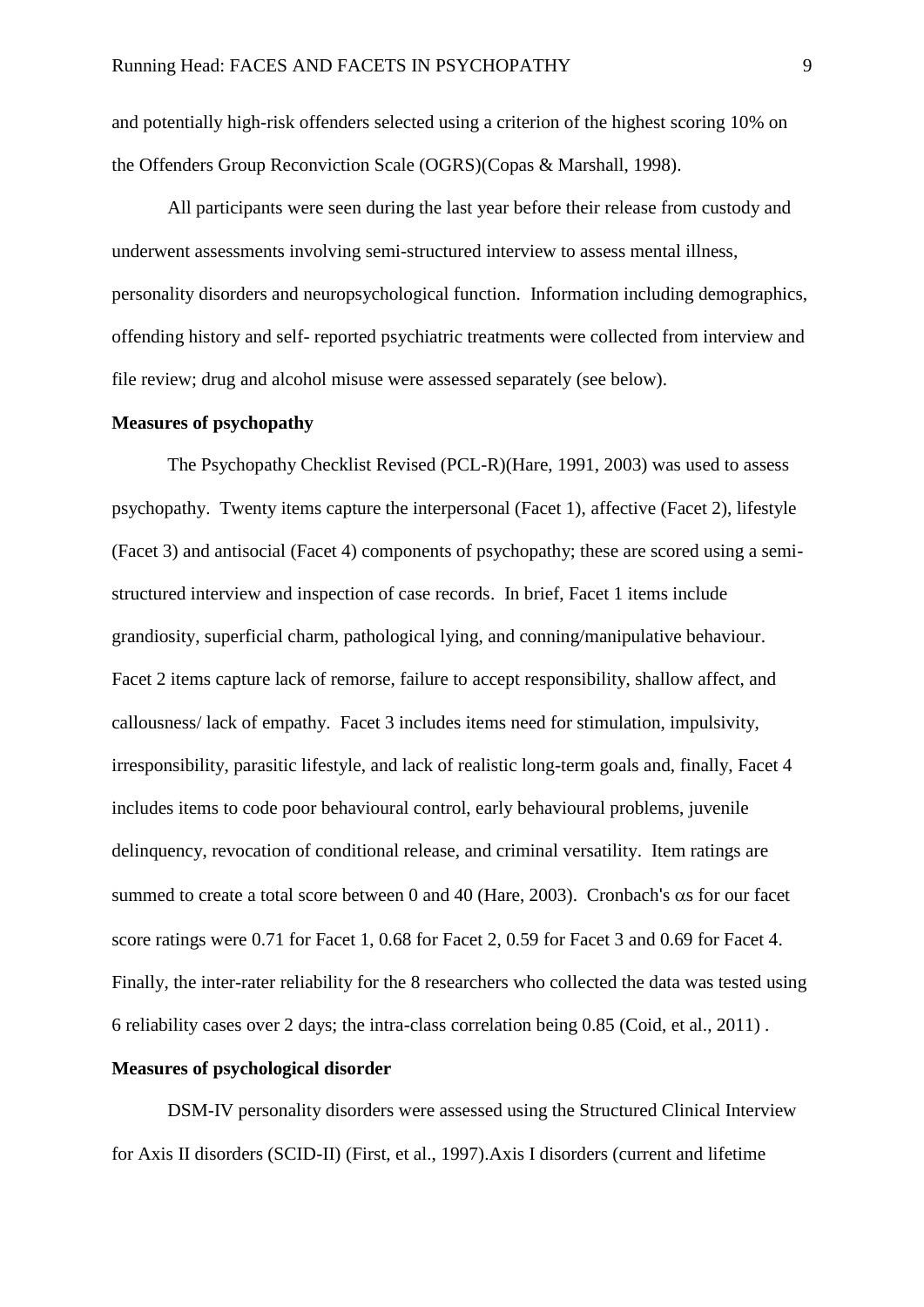and potentially high-risk offenders selected using a criterion of the highest scoring 10% on the Offenders Group Reconviction Scale (OGRS)(Copas & Marshall, 1998).

All participants were seen during the last year before their release from custody and underwent assessments involving semi-structured interview to assess mental illness, personality disorders and neuropsychological function. Information including demographics, offending history and self- reported psychiatric treatments were collected from interview and file review; drug and alcohol misuse were assessed separately (see below).

**Measures of psychopathy**

The Psychopathy Checklist Revised (PCL-R)(Hare, 1991, 2003) was used to assess psychopathy. Twenty items capture the interpersonal (Facet 1), affective (Facet 2), lifestyle (Facet 3) and antisocial (Facet 4) components of psychopathy; these are scored using a semi-structured interview and inspection of case records. In brief, Facet 1 items include grandiosity, superficial charm, pathological lying, and conning/manipulative behaviour. Facet 2 items capture lack of remorse, failure to accept responsibility, shallow affect, and callousness/ lack of empathy. Facet 3 includes items need for stimulation, impulsivity, irresponsibility, parasitic lifestyle, and lack of realistic long-term goals and, finally, Facet 4 includes items to code poor behavioural control, early behavioural problems, juvenile delinquency, revocation of conditional release, and criminal versatility. Item ratings are summed to create a total score between 0 and 40 (Hare, 2003). Cronbach's $\alpha$s for our facet score ratings were 0.71 for Facet 1, 0.68 for Facet 2, 0.59 for Facet 3 and 0.69 for Facet 4. Finally, the inter-rater reliability for the 8 researchers who collected the data was tested using 6 reliability cases over 2 days; the intra-class correlation being 0.85 (Coid, et al., 2011) .

**Measures of psychological disorder**

DSM-IV personality disorders were assessed using the Structured Clinical Interview for Axis II disorders (SCID-II) (First, et al., 1997).Axis I disorders (current and lifetime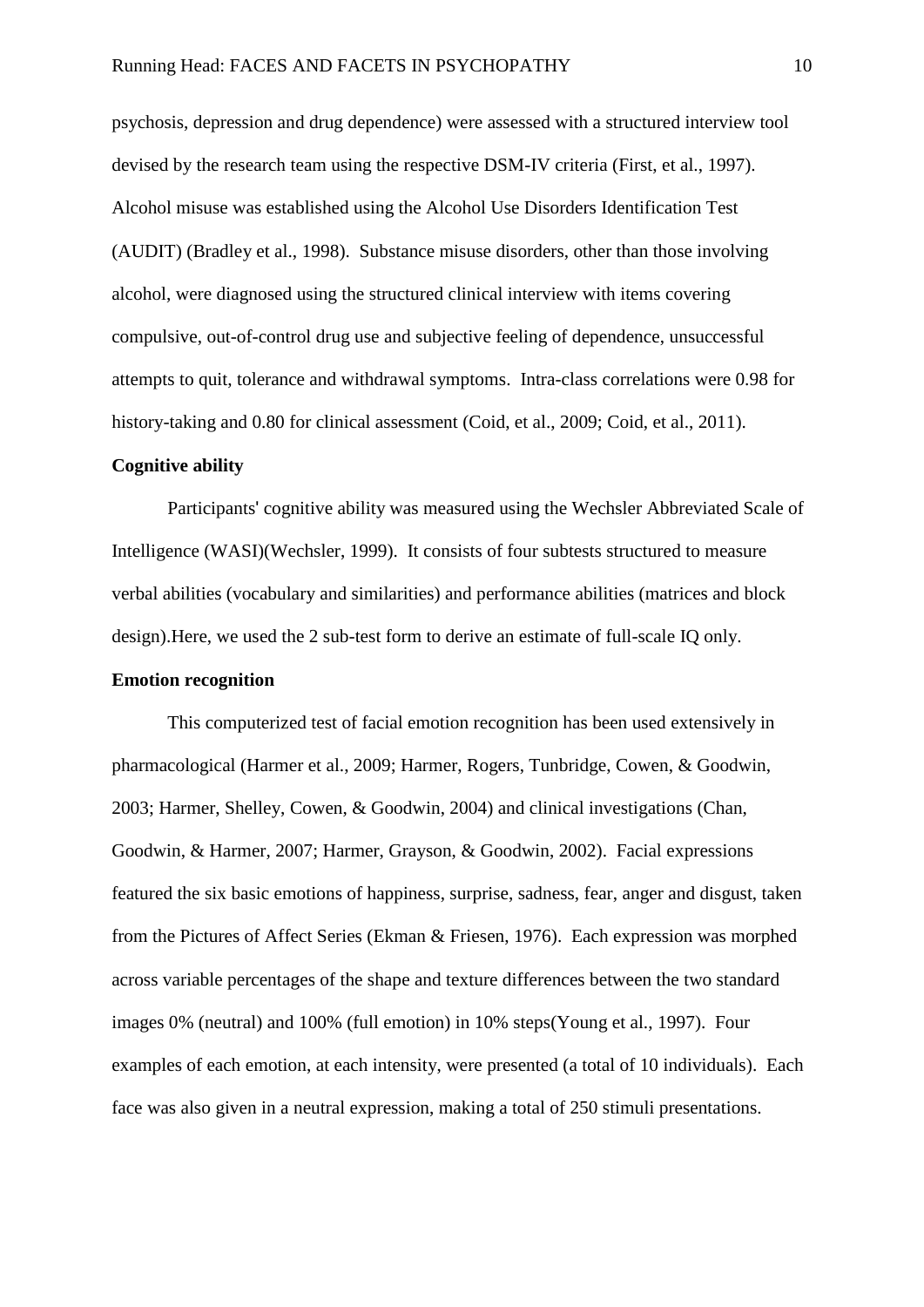psychosis, depression and drug dependence) were assessed with a structured interview tool devised by the research team using the respective DSM-IV criteria (First, et al., 1997). Alcohol misuse was established using the Alcohol Use Disorders Identification Test (AUDIT) (Bradley et al., 1998). Substance misuse disorders, other than those involving alcohol, were diagnosed using the structured clinical interview with items covering compulsive, out-of-control drug use and subjective feeling of dependence, unsuccessful attempts to quit, tolerance and withdrawal symptoms. Intra-class correlations were 0.98 for history-taking and 0.80 for clinical assessment (Coid, et al., 2009; Coid, et al., 2011).

**Cognitive ability**

Participants' cognitive ability was measured using the Wechsler Abbreviated Scale of Intelligence (WASI)(Wechsler, 1999). It consists of four subtests structured to measure verbal abilities (vocabulary and similarities) and performance abilities (matrices and block design).Here, we used the 2 sub-test form to derive an estimate of full-scale IQ only.

**Emotion recognition**

This computerized test of facial emotion recognition has been used extensively in pharmacological (Harmer et al., 2009; Harmer, Rogers, Tunbridge, Cowen, & Goodwin, 2003; Harmer, Shelley, Cowen, & Goodwin, 2004) and clinical investigations (Chan, Goodwin, & Harmer, 2007; Harmer, Grayson, & Goodwin, 2002). Facial expressions featured the six basic emotions of happiness, surprise, sadness, fear, anger and disgust, taken from the Pictures of Affect Series (Ekman & Friesen, 1976). Each expression was morphed across variable percentages of the shape and texture differences between the two standard images 0% (neutral) and 100% (full emotion) in 10% steps(Young et al., 1997). Four examples of each emotion, at each intensity, were presented (a total of 10 individuals). Each face was also given in a neutral expression, making a total of 250 stimuli presentations.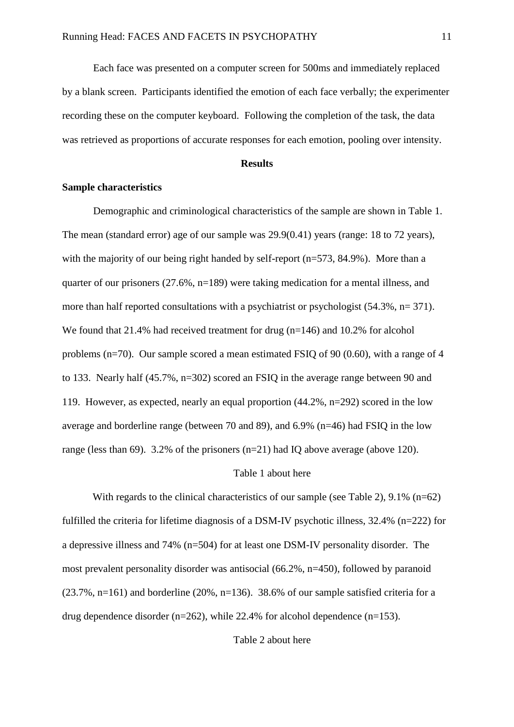Each face was presented on a computer screen for 500ms and immediately replaced by a blank screen. Participants identified the emotion of each face verbally; the experimenter recording these on the computer keyboard. Following the completion of the task, the data was retrieved as proportions of accurate responses for each emotion, pooling over intensity.

## Results

### Sample characteristics

Demographic and criminological characteristics of the sample are shown in Table 1. The mean (standard error) age of our sample was 29.9(0.41) years (range: 18 to 72 years), with the majority of our being right handed by self-report (n=573, 84.9%). More than a quarter of our prisoners (27.6%, n=189) were taking medication for a mental illness, and more than half reported consultations with a psychiatrist or psychologist (54.3%, n= 371). We found that 21.4% had received treatment for drug (n=146) and 10.2% for alcohol problems (n=70). Our sample scored a mean estimated FSIQ of 90 (0.60), with a range of 4 to 133. Nearly half (45.7%, n=302) scored an FSIQ in the average range between 90 and 119. However, as expected, nearly an equal proportion (44.2%, n=292) scored in the low average and borderline range (between 70 and 89), and 6.9% (n=46) had FSIQ in the low range (less than 69). 3.2% of the prisoners (n=21) had IQ above average (above 120).

Table 1 about here

With regards to the clinical characteristics of our sample (see Table 2), 9.1% (n=62) fulfilled the criteria for lifetime diagnosis of a DSM-IV psychotic illness, 32.4% (n=222) for a depressive illness and 74% (n=504) for at least one DSM-IV personality disorder. The most prevalent personality disorder was antisocial (66.2%, n=450), followed by paranoid (23.7%, n=161) and borderline (20%, n=136). 38.6% of our sample satisfied criteria for a drug dependence disorder (n=262), while 22.4% for alcohol dependence (n=153).

Table 2 about here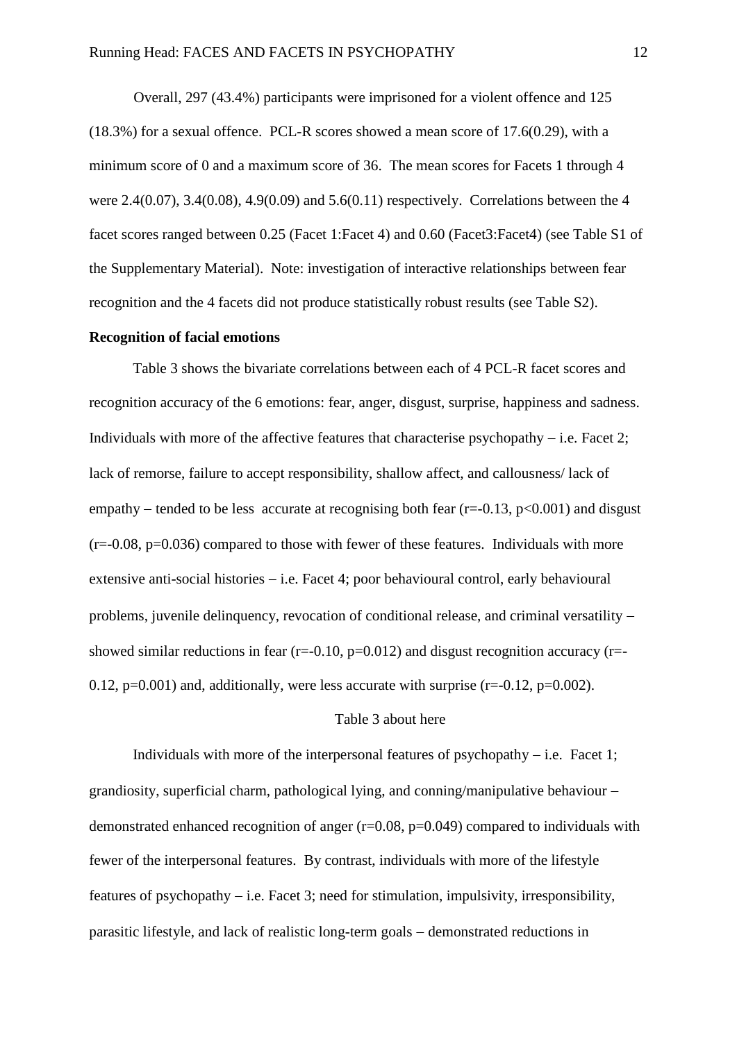Overall, 297 (43.4%) participants were imprisoned for a violent offence and 125 (18.3%) for a sexual offence. PCL-R scores showed a mean score of 17.6(0.29), with a minimum score of 0 and a maximum score of 36. The mean scores for Facets 1 through 4 were 2.4(0.07), 3.4(0.08), 4.9(0.09) and 5.6(0.11) respectively. Correlations between the 4 facet scores ranged between 0.25 (Facet 1:Facet 4) and 0.60 (Facet3:Facet4) (see Table S1 of the Supplementary Material). Note: investigation of interactive relationships between fear recognition and the 4 facets did not produce statistically robust results (see Table S2).

**Recognition of facial emotions**

Table 3 shows the bivariate correlations between each of 4 PCL-R facet scores and recognition accuracy of the 6 emotions: fear, anger, disgust, surprise, happiness and sadness. Individuals with more of the affective features that characterise psychopathy – i.e. Facet 2; lack of remorse, failure to accept responsibility, shallow affect, and callousness/ lack of empathy – tended to be less accurate at recognising both fear ($r=-0.13$, $p<0.001$) and disgust ($r=-0.08$, $p=0.036$) compared to those with fewer of these features. Individuals with more extensive anti-social histories – i.e. Facet 4; poor behavioural control, early behavioural problems, juvenile delinquency, revocation of conditional release, and criminal versatility – showed similar reductions in fear ($r=-0.10$, $p=0.012$) and disgust recognition accuracy ($r=-0.12$, $p=0.001$) and, additionally, were less accurate with surprise ($r=-0.12$, $p=0.002$).

Table 3 about here

Individuals with more of the interpersonal features of psychopathy – i.e. Facet 1; grandiosity, superficial charm, pathological lying, and conning/manipulative behaviour – demonstrated enhanced recognition of anger ($r=0.08$, $p=0.049$) compared to individuals with fewer of the interpersonal features. By contrast, individuals with more of the lifestyle features of psychopathy – i.e. Facet 3; need for stimulation, impulsivity, irresponsibility, parasitic lifestyle, and lack of realistic long-term goals – demonstrated reductions in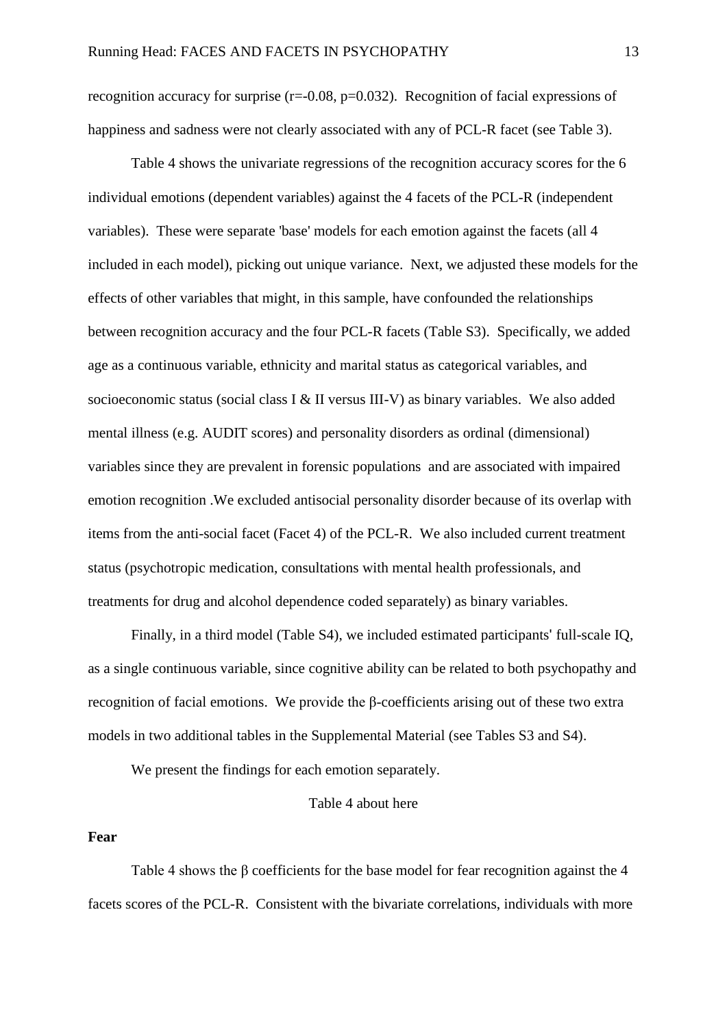recognition accuracy for surprise ($r=-0.08$, $p=0.032$). Recognition of facial expressions of happiness and sadness were not clearly associated with any of PCL-R facet (see Table 3).

Table 4 shows the univariate regressions of the recognition accuracy scores for the 6 individual emotions (dependent variables) against the 4 facets of the PCL-R (independent variables). These were separate 'base' models for each emotion against the facets (all 4 included in each model), picking out unique variance. Next, we adjusted these models for the effects of other variables that might, in this sample, have confounded the relationships between recognition accuracy and the four PCL-R facets (Table S3). Specifically, we added age as a continuous variable, ethnicity and marital status as categorical variables, and socioeconomic status (social class I & II versus III-V) as binary variables. We also added mental illness (e.g. AUDIT scores) and personality disorders as ordinal (dimensional) variables since they are prevalent in forensic populations and are associated with impaired emotion recognition .We excluded antisocial personality disorder because of its overlap with items from the anti-social facet (Facet 4) of the PCL-R. We also included current treatment status (psychotropic medication, consultations with mental health professionals, and treatments for drug and alcohol dependence coded separately) as binary variables.

Finally, in a third model (Table S4), we included estimated participants' full-scale IQ, as a single continuous variable, since cognitive ability can be related to both psychopathy and recognition of facial emotions. We provide the β-coefficients arising out of these two extra models in two additional tables in the Supplemental Material (see Tables S3 and S4).

We present the findings for each emotion separately.

Table 4 about here

**Fear**

Table 4 shows the β coefficients for the base model for fear recognition against the 4 facets scores of the PCL-R. Consistent with the bivariate correlations, individuals with more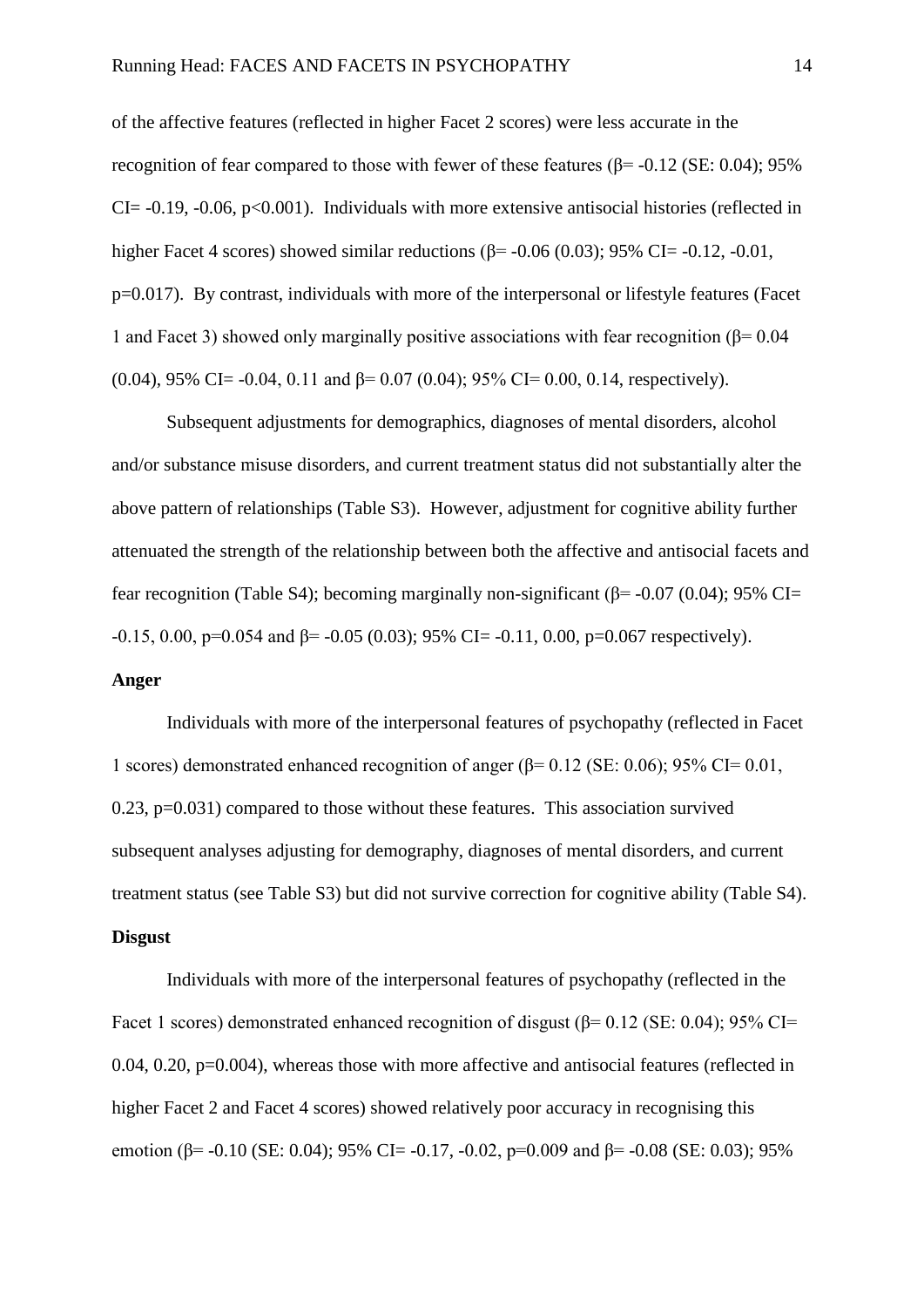of the affective features (reflected in higher Facet 2 scores) were less accurate in the recognition of fear compared to those with fewer of these features (β= -0.12 (SE: 0.04); 95% CI= -0.19, -0.06, $p<0.001$). Individuals with more extensive antisocial histories (reflected in higher Facet 4 scores) showed similar reductions (β= -0.06 (0.03); 95% CI= -0.12, -0.01, $p=0.017$). By contrast, individuals with more of the interpersonal or lifestyle features (Facet 1 and Facet 3) showed only marginally positive associations with fear recognition (β= 0.04 (0.04), 95% CI= -0.04, 0.11 and β= 0.07 (0.04); 95% CI= 0.00, 0.14, respectively).

Subsequent adjustments for demographics, diagnoses of mental disorders, alcohol and/or substance misuse disorders, and current treatment status did not substantially alter the above pattern of relationships (Table S3). However, adjustment for cognitive ability further attenuated the strength of the relationship between both the affective and antisocial facets and fear recognition (Table S4); becoming marginally non-significant (β= -0.07 (0.04); 95% CI= -0.15, 0.00, $p=0.054$ and β= -0.05 (0.03); 95% CI= -0.11, 0.00, $p=0.067$ respectively).

**Anger**

Individuals with more of the interpersonal features of psychopathy (reflected in Facet 1 scores) demonstrated enhanced recognition of anger (β= 0.12 (SE: 0.06); 95% CI= 0.01, 0.23, $p=0.031$) compared to those without these features. This association survived subsequent analyses adjusting for demography, diagnoses of mental disorders, and current treatment status (see Table S3) but did not survive correction for cognitive ability (Table S4).

**Disgust**

Individuals with more of the interpersonal features of psychopathy (reflected in the Facet 1 scores) demonstrated enhanced recognition of disgust (β= 0.12 (SE: 0.04); 95% CI= 0.04, 0.20, $p=0.004$), whereas those with more affective and antisocial features (reflected in higher Facet 2 and Facet 4 scores) showed relatively poor accuracy in recognising this emotion (β= -0.10 (SE: 0.04); 95% CI= -0.17, -0.02, $p=0.009$ and β= -0.08 (SE: 0.03); 95%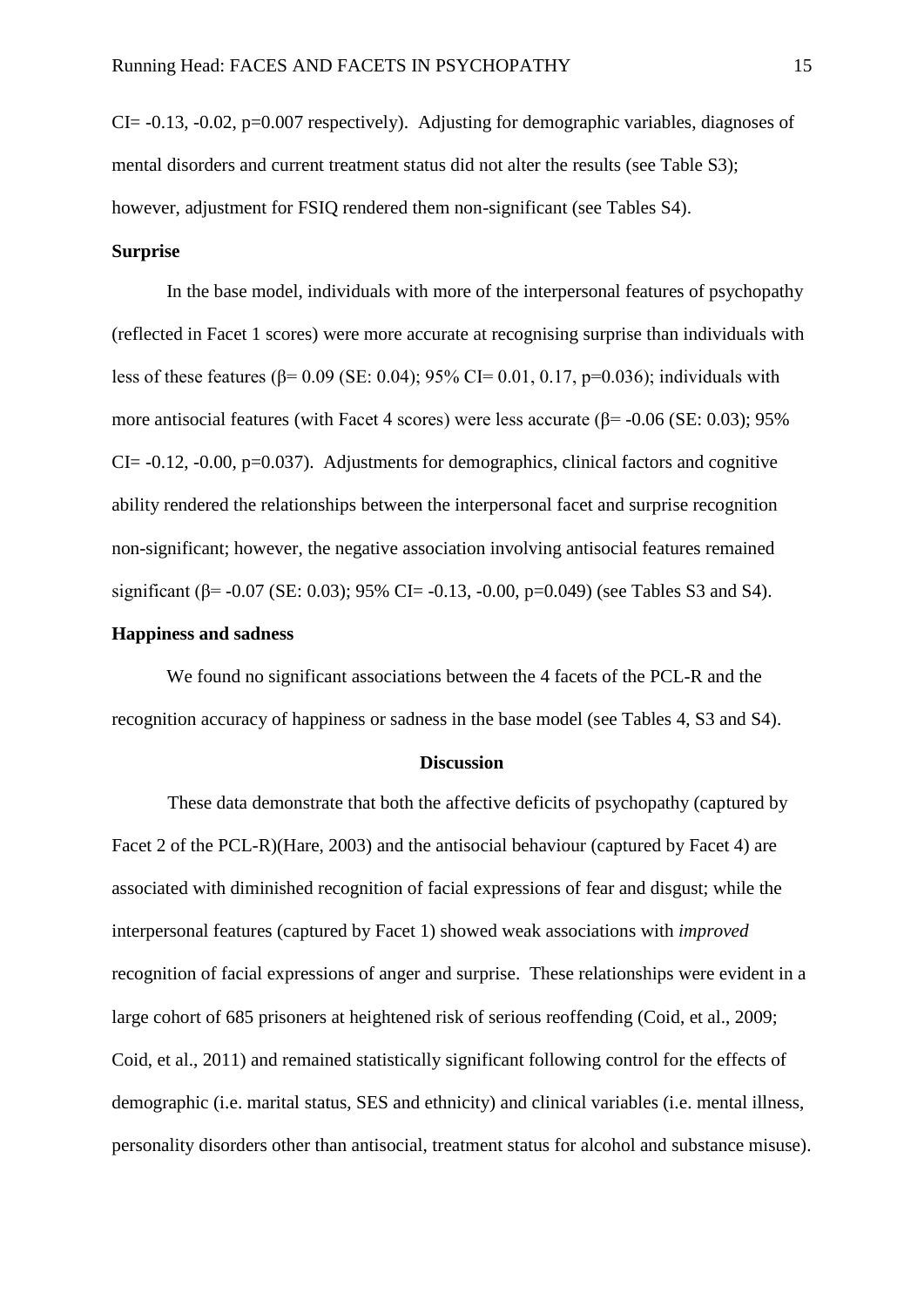CI= -0.13, -0.02, p=0.007 respectively). Adjusting for demographic variables, diagnoses of mental disorders and current treatment status did not alter the results (see Table S3); however, adjustment for FSIQ rendered them non-significant (see Tables S4).

**Surprise**

In the base model, individuals with more of the interpersonal features of psychopathy (reflected in Facet 1 scores) were more accurate at recognising surprise than individuals with less of these features (β= 0.09 (SE: 0.04); 95% CI= 0.01, 0.17, p=0.036); individuals with more antisocial features (with Facet 4 scores) were less accurate (β= -0.06 (SE: 0.03); 95% CI= -0.12, -0.00, p=0.037). Adjustments for demographics, clinical factors and cognitive ability rendered the relationships between the interpersonal facet and surprise recognition non-significant; however, the negative association involving antisocial features remained significant (β= -0.07 (SE: 0.03); 95% CI= -0.13, -0.00, p=0.049) (see Tables S3 and S4).

**Happiness and sadness**

We found no significant associations between the 4 facets of the PCL-R and the recognition accuracy of happiness or sadness in the base model (see Tables 4, S3 and S4).

## Discussion

These data demonstrate that both the affective deficits of psychopathy (captured by Facet 2 of the PCL-R)(Hare, 2003) and the antisocial behaviour (captured by Facet 4) are associated with diminished recognition of facial expressions of fear and disgust; while the interpersonal features (captured by Facet 1) showed weak associations with *improved* recognition of facial expressions of anger and surprise. These relationships were evident in a large cohort of 685 prisoners at heightened risk of serious reoffending (Coid, et al., 2009; Coid, et al., 2011) and remained statistically significant following control for the effects of demographic (i.e. marital status, SES and ethnicity) and clinical variables (i.e. mental illness, personality disorders other than antisocial, treatment status for alcohol and substance misuse).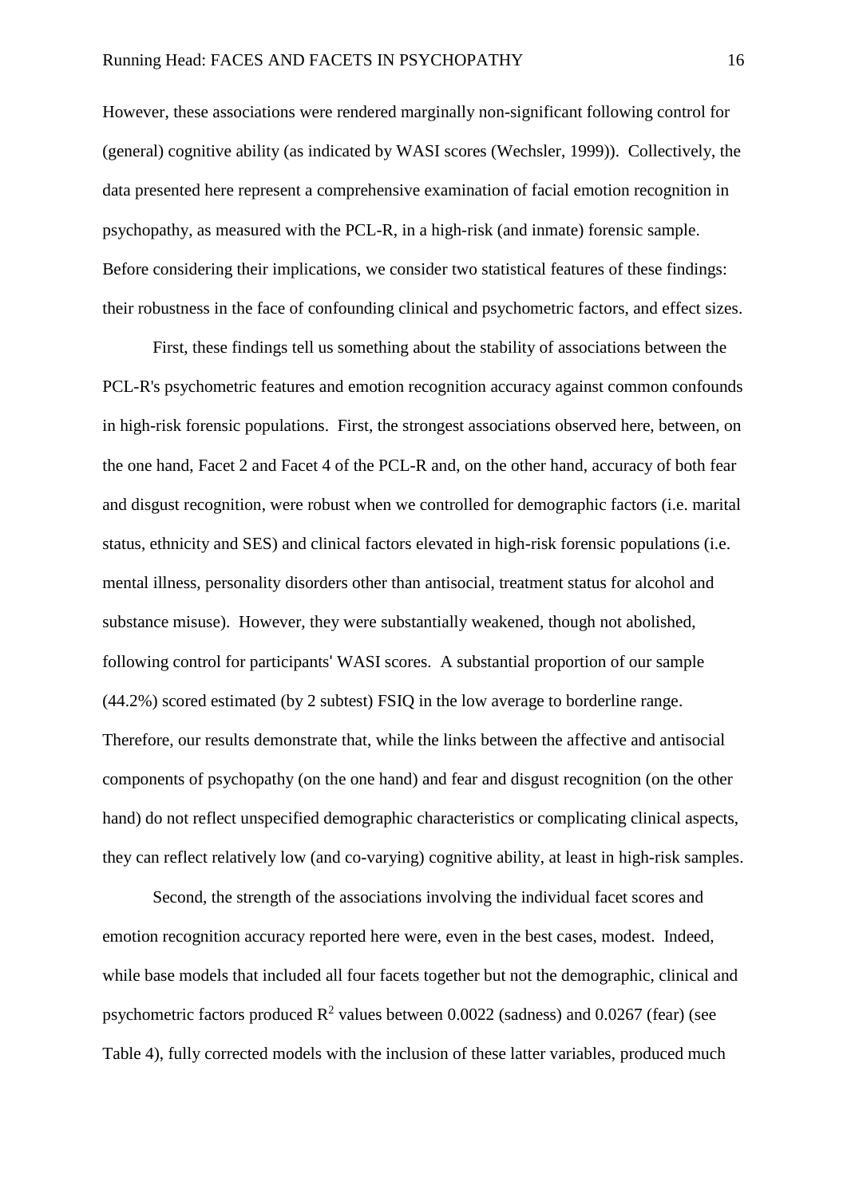However, these associations were rendered marginally non-significant following control for (general) cognitive ability (as indicated by WASI scores (Wechsler, 1999)). Collectively, the data presented here represent a comprehensive examination of facial emotion recognition in psychopathy, as measured with the PCL-R, in a high-risk (and inmate) forensic sample. Before considering their implications, we consider two statistical features of these findings: their robustness in the face of confounding clinical and psychometric factors, and effect sizes.

First, these findings tell us something about the stability of associations between the PCL-R's psychometric features and emotion recognition accuracy against common confounds in high-risk forensic populations. First, the strongest associations observed here, between, on the one hand, Facet 2 and Facet 4 of the PCL-R and, on the other hand, accuracy of both fear and disgust recognition, were robust when we controlled for demographic factors (i.e. marital status, ethnicity and SES) and clinical factors elevated in high-risk forensic populations (i.e. mental illness, personality disorders other than antisocial, treatment status for alcohol and substance misuse). However, they were substantially weakened, though not abolished, following control for participants' WASI scores. A substantial proportion of our sample (44.2%) scored estimated (by 2 subtest) FSIQ in the low average to borderline range. Therefore, our results demonstrate that, while the links between the affective and antisocial components of psychopathy (on the one hand) and fear and disgust recognition (on the other hand) do not reflect unspecified demographic characteristics or complicating clinical aspects, they can reflect relatively low (and co-varying) cognitive ability, at least in high-risk samples.

Second, the strength of the associations involving the individual facet scores and emotion recognition accuracy reported here were, even in the best cases, modest. Indeed, while base models that included all four facets together but not the demographic, clinical and psychometric factors produced $R^2$ values between 0.0022 (sadness) and 0.0267 (fear) (see Table 4), fully corrected models with the inclusion of these latter variables, produced much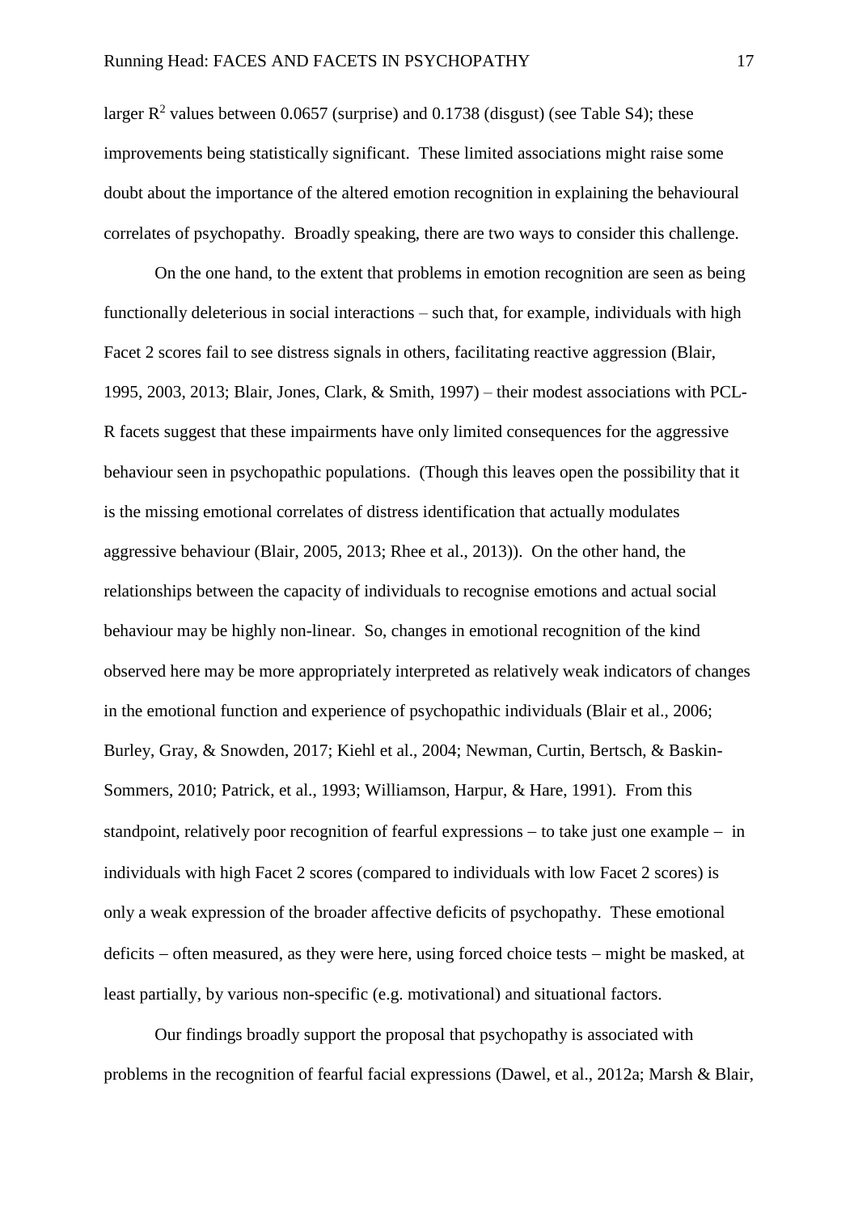larger $R^2$ values between 0.0657 (surprise) and 0.1738 (disgust) (see Table S4); these improvements being statistically significant. These limited associations might raise some doubt about the importance of the altered emotion recognition in explaining the behavioural correlates of psychopathy. Broadly speaking, there are two ways to consider this challenge.

On the one hand, to the extent that problems in emotion recognition are seen as being functionally deleterious in social interactions – such that, for example, individuals with high Facet 2 scores fail to see distress signals in others, facilitating reactive aggression (Blair, 1995, 2003, 2013; Blair, Jones, Clark, & Smith, 1997) – their modest associations with PCL-R facets suggest that these impairments have only limited consequences for the aggressive behaviour seen in psychopathic populations. (Though this leaves open the possibility that it is the missing emotional correlates of distress identification that actually modulates aggressive behaviour (Blair, 2005, 2013; Rhee et al., 2013)). On the other hand, the relationships between the capacity of individuals to recognise emotions and actual social behaviour may be highly non-linear. So, changes in emotional recognition of the kind observed here may be more appropriately interpreted as relatively weak indicators of changes in the emotional function and experience of psychopathic individuals (Blair et al., 2006; Burley, Gray, & Snowden, 2017; Kiehl et al., 2004; Newman, Curtin, Bertsch, & Baskin-Sommers, 2010; Patrick, et al., 1993; Williamson, Harpur, & Hare, 1991). From this standpoint, relatively poor recognition of fearful expressions – to take just one example – in individuals with high Facet 2 scores (compared to individuals with low Facet 2 scores) is only a weak expression of the broader affective deficits of psychopathy. These emotional deficits – often measured, as they were here, using forced choice tests – might be masked, at least partially, by various non-specific (e.g. motivational) and situational factors.

Our findings broadly support the proposal that psychopathy is associated with problems in the recognition of fearful facial expressions (Dawel, et al., 2012a; Marsh & Blair,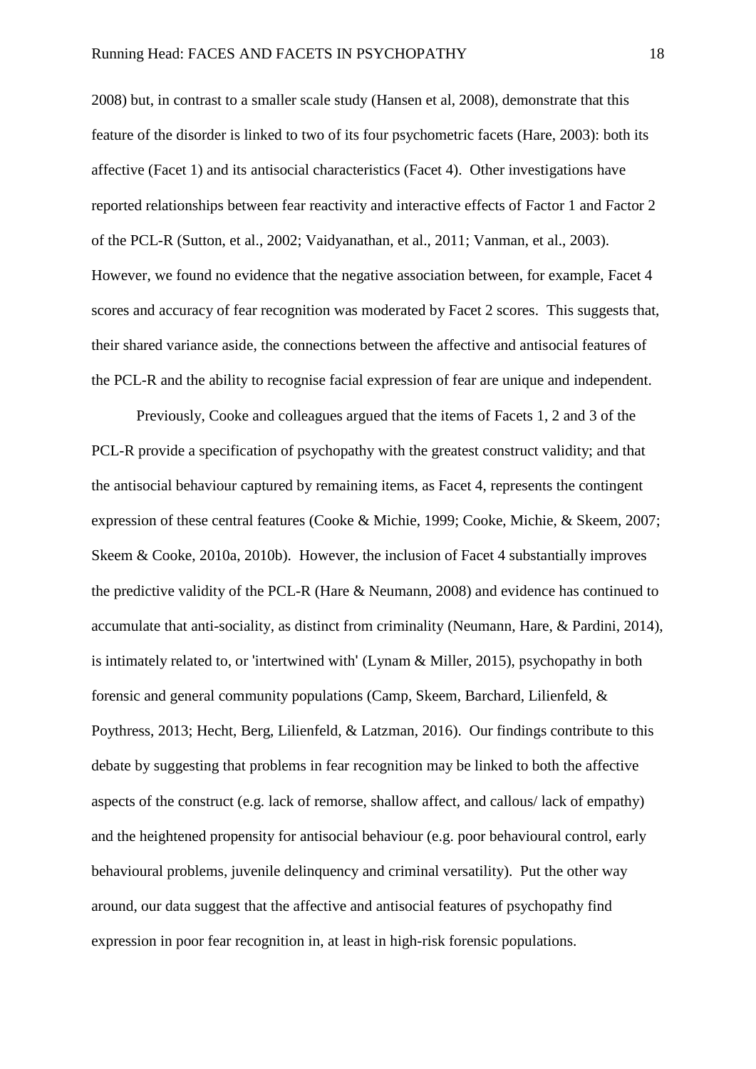2008) but, in contrast to a smaller scale study (Hansen et al, 2008), demonstrate that this feature of the disorder is linked to two of its four psychometric facets (Hare, 2003): both its affective (Facet 1) and its antisocial characteristics (Facet 4). Other investigations have reported relationships between fear reactivity and interactive effects of Factor 1 and Factor 2 of the PCL-R (Sutton, et al., 2002; Vaidyanathan, et al., 2011; Vanman, et al., 2003). However, we found no evidence that the negative association between, for example, Facet 4 scores and accuracy of fear recognition was moderated by Facet 2 scores. This suggests that, their shared variance aside, the connections between the affective and antisocial features of the PCL-R and the ability to recognise facial expression of fear are unique and independent.

Previously, Cooke and colleagues argued that the items of Facets 1, 2 and 3 of the PCL-R provide a specification of psychopathy with the greatest construct validity; and that the antisocial behaviour captured by remaining items, as Facet 4, represents the contingent expression of these central features (Cooke & Michie, 1999; Cooke, Michie, & Skeem, 2007; Skeem & Cooke, 2010a, 2010b). However, the inclusion of Facet 4 substantially improves the predictive validity of the PCL-R (Hare & Neumann, 2008) and evidence has continued to accumulate that anti-sociality, as distinct from criminality (Neumann, Hare, & Pardini, 2014), is intimately related to, or 'intertwined with' (Lynam & Miller, 2015), psychopathy in both forensic and general community populations (Camp, Skeem, Barchard, Lilienfeld, & Poythress, 2013; Hecht, Berg, Lilienfeld, & Latzman, 2016). Our findings contribute to this debate by suggesting that problems in fear recognition may be linked to both the affective aspects of the construct (e.g. lack of remorse, shallow affect, and callous/ lack of empathy) and the heightened propensity for antisocial behaviour (e.g. poor behavioural control, early behavioural problems, juvenile delinquency and criminal versatility). Put the other way around, our data suggest that the affective and antisocial features of psychopathy find expression in poor fear recognition in, at least in high-risk forensic populations.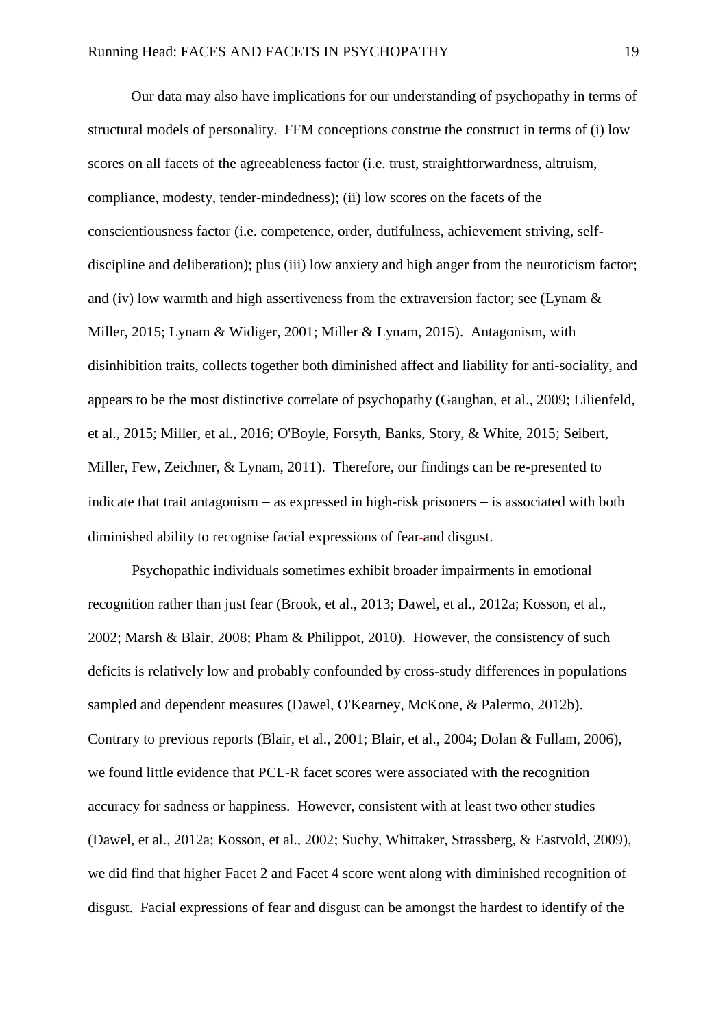Our data may also have implications for our understanding of psychopathy in terms of structural models of personality. FFM conceptions construe the construct in terms of (i) low scores on all facets of the agreeableness factor (i.e. trust, straightforwardness, altruism, compliance, modesty, tender-mindedness); (ii) low scores on the facets of the conscientiousness factor (i.e. competence, order, dutifulness, achievement striving, self-discipline and deliberation); plus (iii) low anxiety and high anger from the neuroticism factor; and (iv) low warmth and high assertiveness from the extraversion factor; see (Lynam & Miller, 2015; Lynam & Widiger, 2001; Miller & Lynam, 2015). Antagonism, with disinhibition traits, collects together both diminished affect and liability for anti-sociality, and appears to be the most distinctive correlate of psychopathy (Gaughan, et al., 2009; Lilienfeld, et al., 2015; Miller, et al., 2016; O'Boyle, Forsyth, Banks, Story, & White, 2015; Seibert, Miller, Few, Zeichner, & Lynam, 2011). Therefore, our findings can be re-presented to indicate that trait antagonism – as expressed in high-risk prisoners – is associated with both diminished ability to recognise facial expressions of fear and disgust.

Psychopathic individuals sometimes exhibit broader impairments in emotional recognition rather than just fear (Brook, et al., 2013; Dawel, et al., 2012a; Kosson, et al., 2002; Marsh & Blair, 2008; Pham & Philippot, 2010). However, the consistency of such deficits is relatively low and probably confounded by cross-study differences in populations sampled and dependent measures (Dawel, O'Kearney, McKone, & Palermo, 2012b). Contrary to previous reports (Blair, et al., 2001; Blair, et al., 2004; Dolan & Fullam, 2006), we found little evidence that PCL-R facet scores were associated with the recognition accuracy for sadness or happiness. However, consistent with at least two other studies (Dawel, et al., 2012a; Kosson, et al., 2002; Suchy, Whittaker, Strassberg, & Eastvold, 2009), we did find that higher Facet 2 and Facet 4 score went along with diminished recognition of disgust. Facial expressions of fear and disgust can be amongst the hardest to identify of the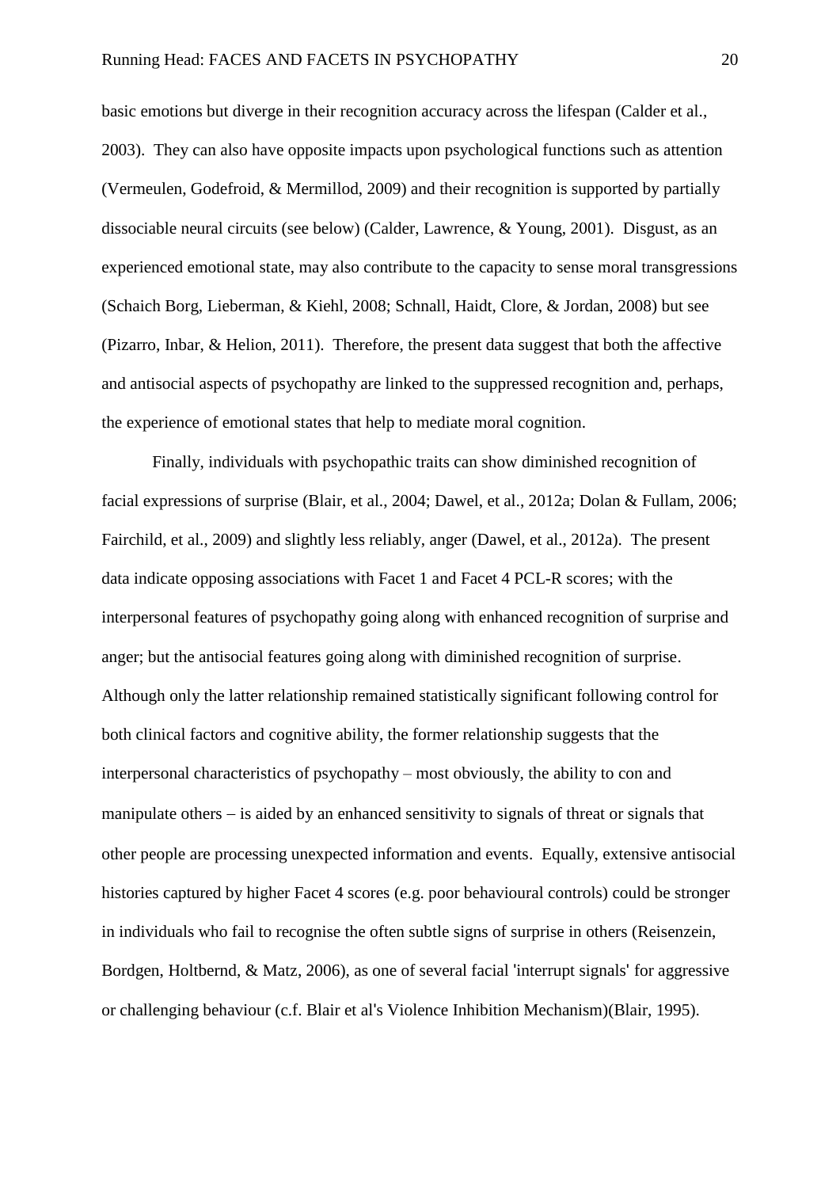basic emotions but diverge in their recognition accuracy across the lifespan (Calder et al., 2003). They can also have opposite impacts upon psychological functions such as attention (Vermeulen, Godefroid, & Mermillod, 2009) and their recognition is supported by partially dissociable neural circuits (see below) (Calder, Lawrence, & Young, 2001). Disgust, as an experienced emotional state, may also contribute to the capacity to sense moral transgressions (Schaich Borg, Lieberman, & Kiehl, 2008; Schnall, Haidt, Clore, & Jordan, 2008) but see (Pizarro, Inbar, & Helion, 2011). Therefore, the present data suggest that both the affective and antisocial aspects of psychopathy are linked to the suppressed recognition and, perhaps, the experience of emotional states that help to mediate moral cognition.

Finally, individuals with psychopathic traits can show diminished recognition of facial expressions of surprise (Blair, et al., 2004; Dawel, et al., 2012a; Dolan & Fullam, 2006; Fairchild, et al., 2009) and slightly less reliably, anger (Dawel, et al., 2012a). The present data indicate opposing associations with Facet 1 and Facet 4 PCL-R scores; with the interpersonal features of psychopathy going along with enhanced recognition of surprise and anger; but the antisocial features going along with diminished recognition of surprise. Although only the latter relationship remained statistically significant following control for both clinical factors and cognitive ability, the former relationship suggests that the interpersonal characteristics of psychopathy – most obviously, the ability to con and manipulate others – is aided by an enhanced sensitivity to signals of threat or signals that other people are processing unexpected information and events. Equally, extensive antisocial histories captured by higher Facet 4 scores (e.g. poor behavioural controls) could be stronger in individuals who fail to recognise the often subtle signs of surprise in others (Reisenzein, Bordgen, Holtbernd, & Matz, 2006), as one of several facial 'interrupt signals' for aggressive or challenging behaviour (c.f. Blair et al's Violence Inhibition Mechanism)(Blair, 1995).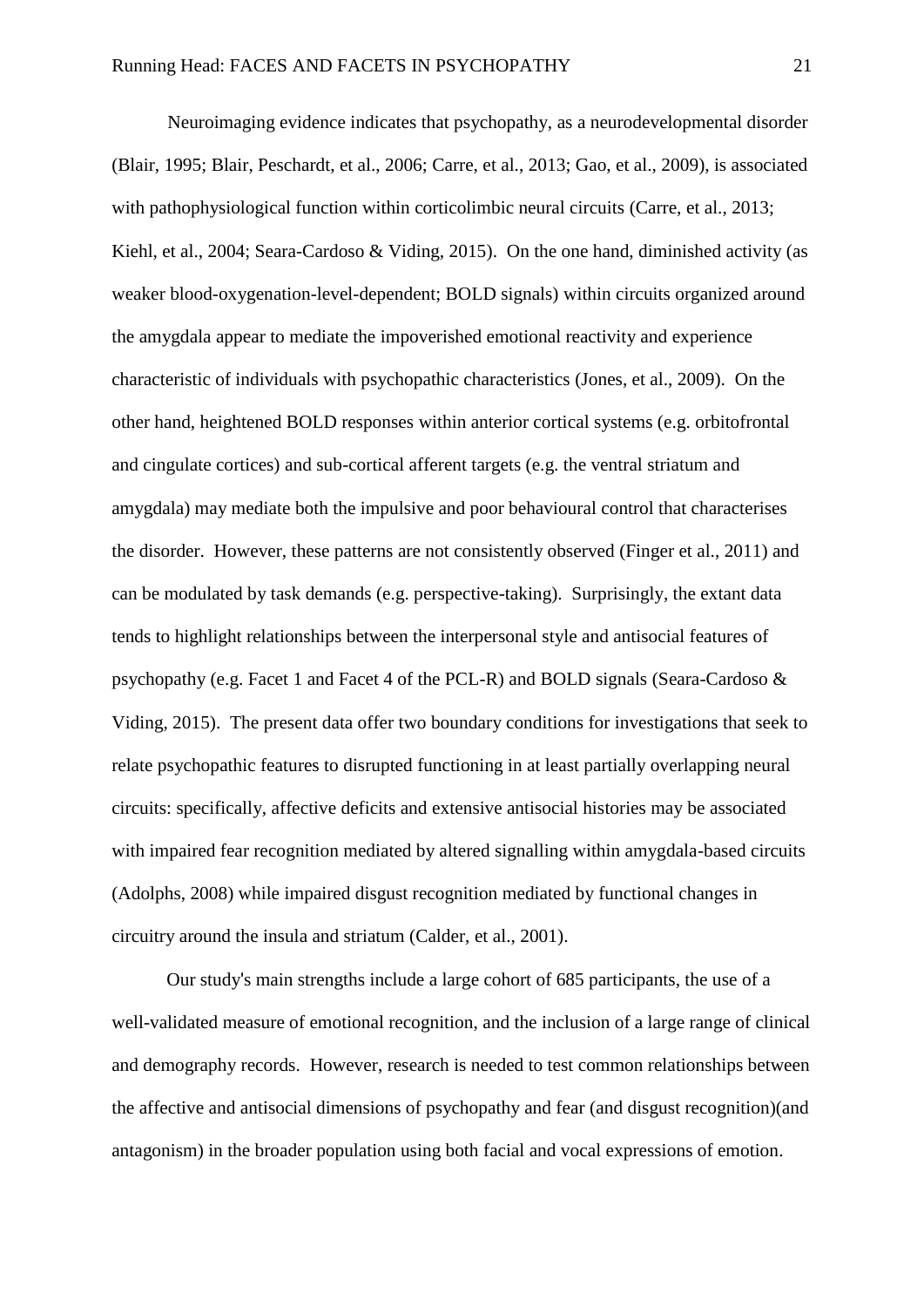Neuroimaging evidence indicates that psychopathy, as a neurodevelopmental disorder (Blair, 1995; Blair, Peschardt, et al., 2006; Carre, et al., 2013; Gao, et al., 2009), is associated with pathophysiological function within corticolimbic neural circuits (Carre, et al., 2013; Kiehl, et al., 2004; Seara-Cardoso & Viding, 2015). On the one hand, diminished activity (as weaker blood-oxygenation-level-dependent; BOLD signals) within circuits organized around the amygdala appear to mediate the impoverished emotional reactivity and experience characteristic of individuals with psychopathic characteristics (Jones, et al., 2009). On the other hand, heightened BOLD responses within anterior cortical systems (e.g. orbitofrontal and cingulate cortices) and sub-cortical afferent targets (e.g. the ventral striatum and amygdala) may mediate both the impulsive and poor behavioural control that characterises the disorder. However, these patterns are not consistently observed (Finger et al., 2011) and can be modulated by task demands (e.g. perspective-taking). Surprisingly, the extant data tends to highlight relationships between the interpersonal style and antisocial features of psychopathy (e.g. Facet 1 and Facet 4 of the PCL-R) and BOLD signals (Seara-Cardoso & Viding, 2015). The present data offer two boundary conditions for investigations that seek to relate psychopathic features to disrupted functioning in at least partially overlapping neural circuits: specifically, affective deficits and extensive antisocial histories may be associated with impaired fear recognition mediated by altered signalling within amygdala-based circuits (Adolphs, 2008) while impaired disgust recognition mediated by functional changes in circuitry around the insula and striatum (Calder, et al., 2001).

Our study's main strengths include a large cohort of 685 participants, the use of a well-validated measure of emotional recognition, and the inclusion of a large range of clinical and demography records. However, research is needed to test common relationships between the affective and antisocial dimensions of psychopathy and fear (and disgust recognition)(and antagonism) in the broader population using both facial and vocal expressions of emotion.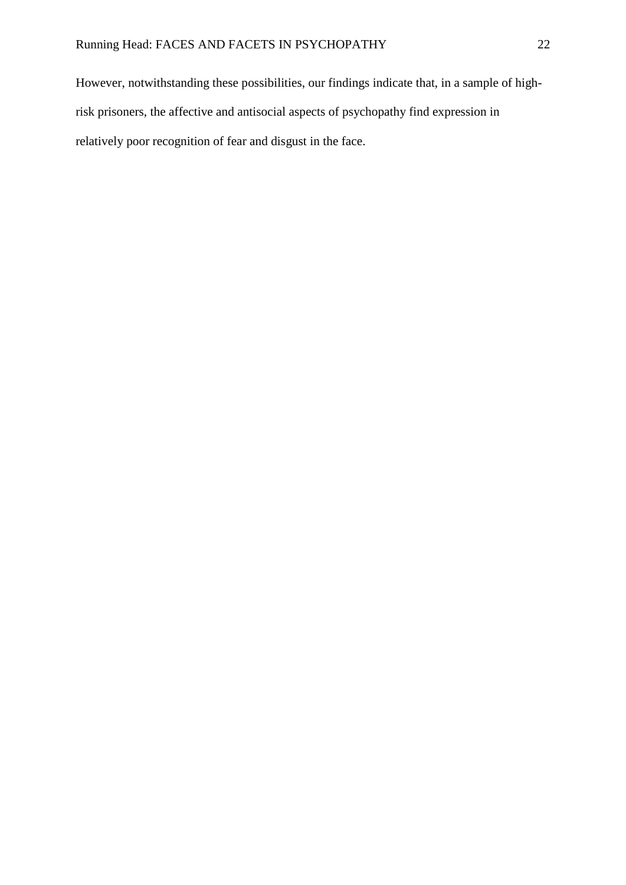However, notwithstanding these possibilities, our findings indicate that, in a sample of high-risk prisoners, the affective and antisocial aspects of psychopathy find expression in relatively poor recognition of fear and disgust in the face.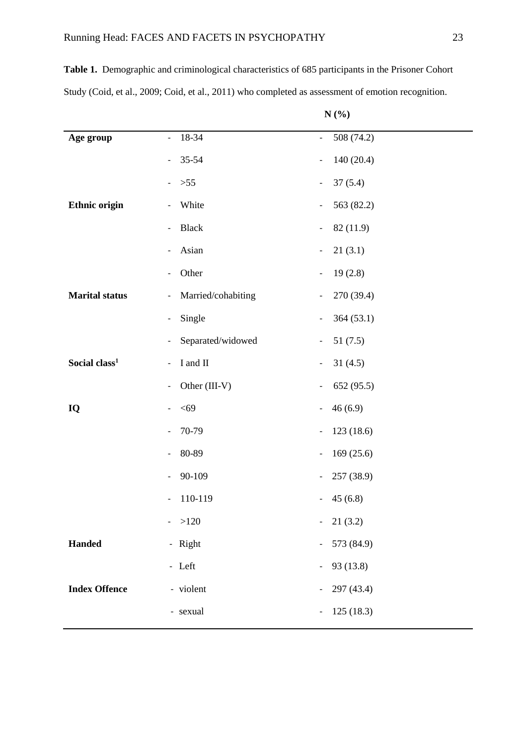**Table 1.** Demographic and criminological characteristics of 685 participants in the Prisoner Cohort Study (Coid, et al., 2009; Coid, et al., 2011) who completed as assessment of emotion recognition.

| | | N (%) |
|---|---|---|
| **Age group** | - 18-34 | - 508 (74.2) |
| | - 35-54 | - 140 (20.4) |
| | - >55 | - 37 (5.4) |
| **Ethnic origin** | - White | - 563 (82.2) |
| | - Black | - 82 (11.9) |
| | - Asian | - 21 (3.1) |
| | - Other | - 19 (2.8) |
| **Marital status** | - Married/cohabiting | - 270 (39.4) |
| | - Single | - 364 (53.1) |
| | - Separated/widowed | - 51 (7.5) |
| **Social class[1]** | - I and II | - 31 (4.5) |
| | - Other (III-V) | - 652 (95.5) |
| **IQ** | - <69 | - 46 (6.9) |
| | - 70-79 | - 123 (18.6) |
| | - 80-89 | - 169 (25.6) |
| | - 90-109 | - 257 (38.9) |
| | - 110-119 | - 45 (6.8) |
| | - >120 | - 21 (3.2) |
| **Handed** | - Right | - 573 (84.9) |
| | - Left | - 93 (13.8) |
| **Index Offence** | - violent | - 297 (43.4) |
| | - sexual | - 125 (18.3) |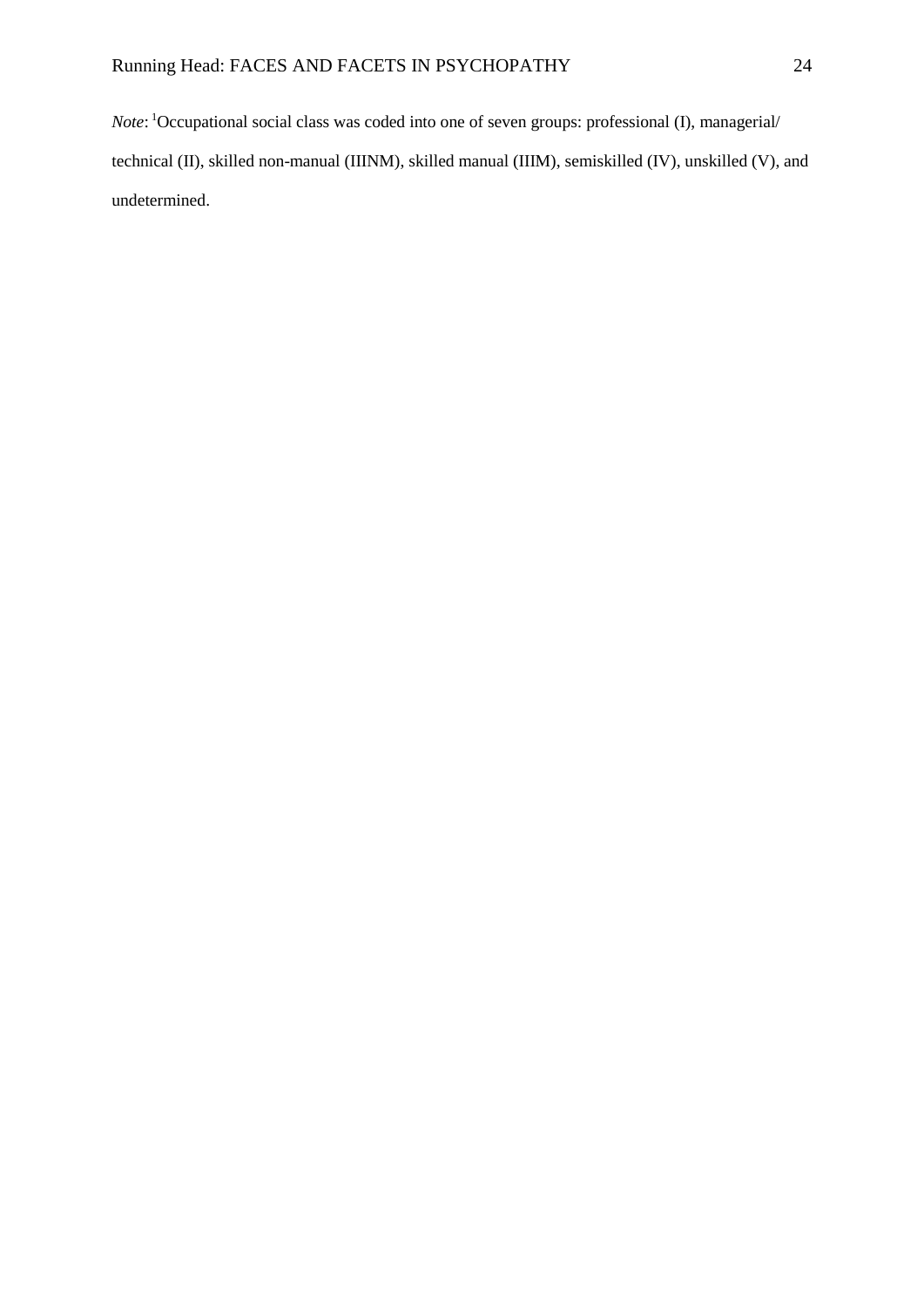*Note*: [1]Occupational social class was coded into one of seven groups: professional (I), managerial/ technical (II), skilled non-manual (IIINM), skilled manual (IIIM), semiskilled (IV), unskilled (V), and undetermined.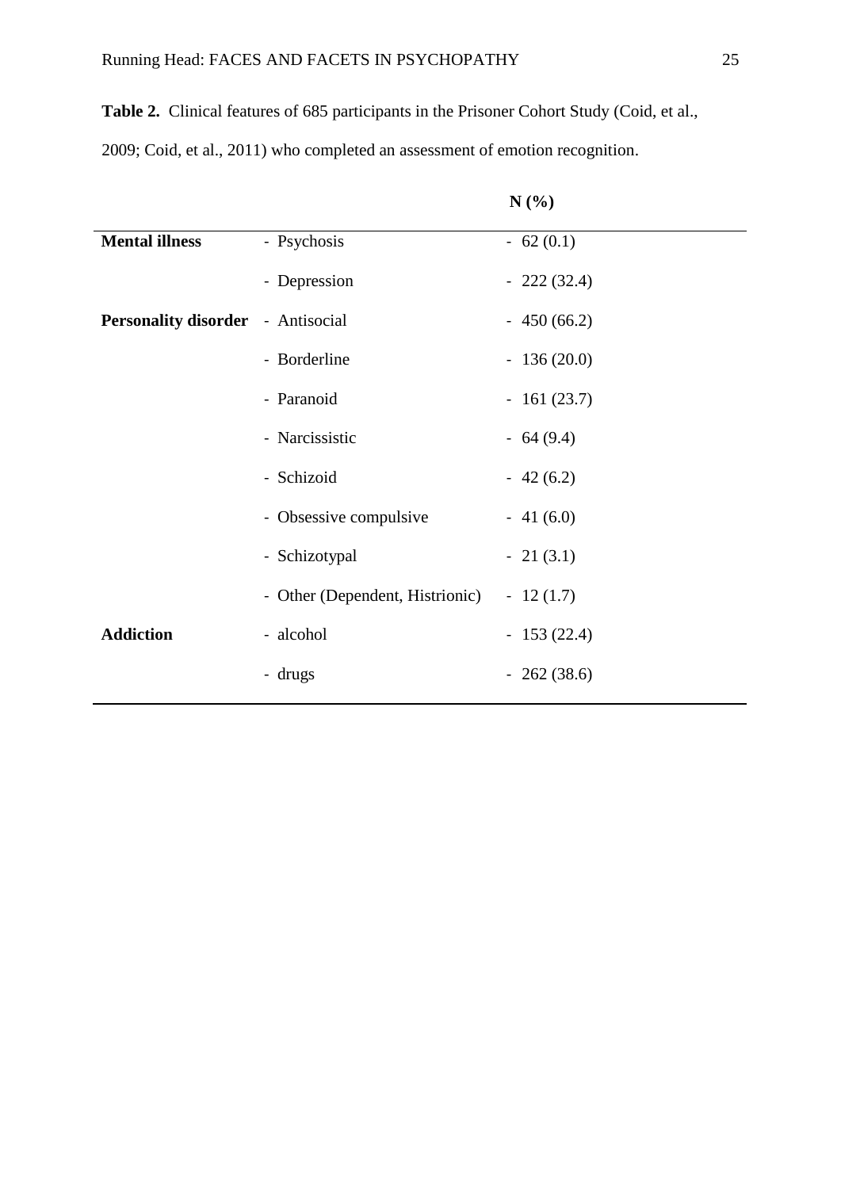**Table 2.** Clinical features of 685 participants in the Prisoner Cohort Study (Coid, et al., 2009; Coid, et al., 2011) who completed an assessment of emotion recognition.

| | | N (%) |
|---|---|---|
| **Mental illness** | - Psychosis | - 62 (0.1) |
| | - Depression | - 222 (32.4) |
| **Personality disorder** | - Antisocial | - 450 (66.2) |
| | - Borderline | - 136 (20.0) |
| | - Paranoid | - 161 (23.7) |
| | - Narcissistic | - 64 (9.4) |
| | - Schizoid | - 42 (6.2) |
| | - Obsessive compulsive | - 41 (6.0) |
| | - Schizotypal | - 21 (3.1) |
| | - Other (Dependent, Histrionic) | - 12 (1.7) |
| **Addiction** | - alcohol | - 153 (22.4) |
| | - drugs | - 262 (38.6) |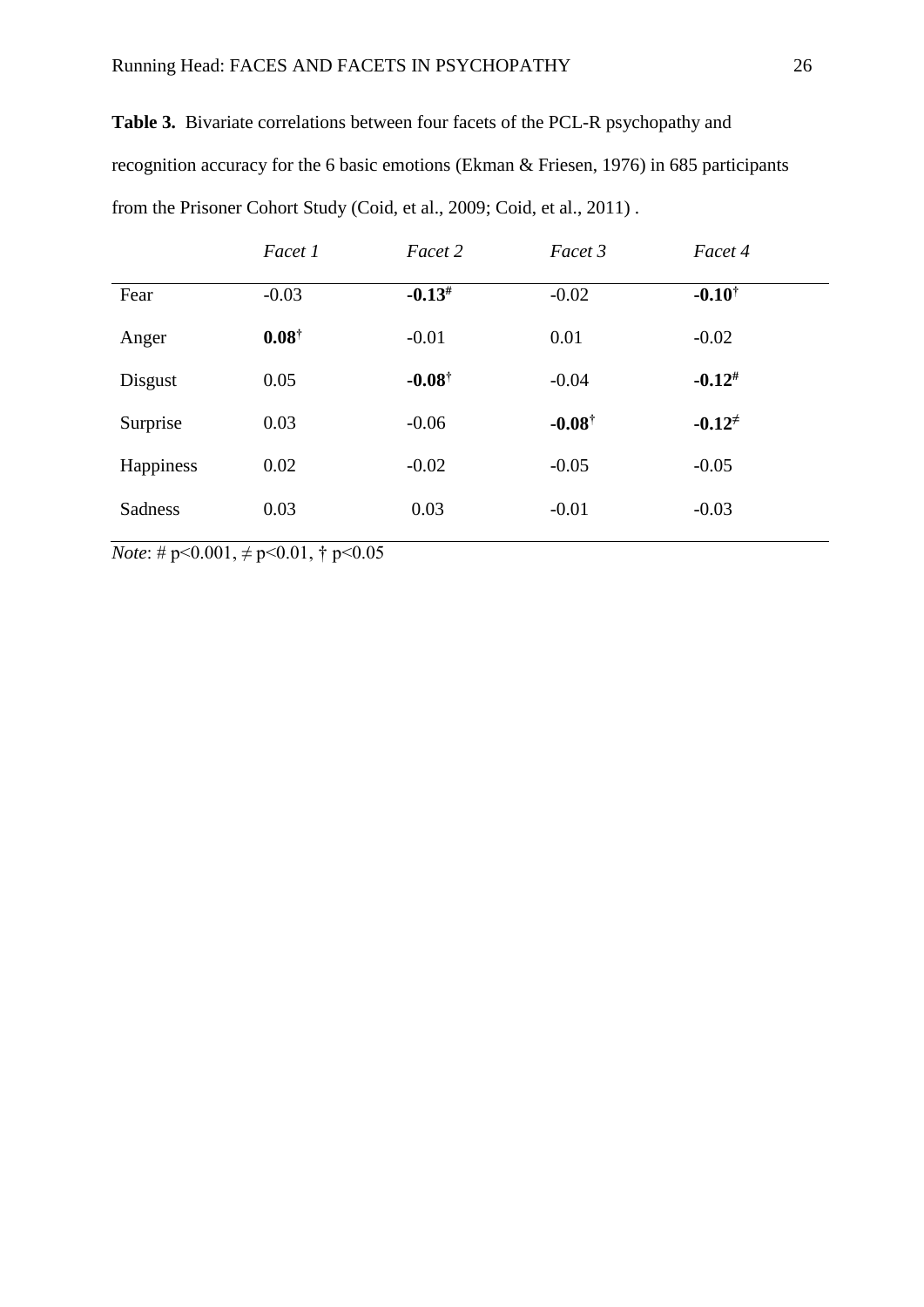**Table 3.** Bivariate correlations between four facets of the PCL-R psychopathy and recognition accuracy for the 6 basic emotions (Ekman & Friesen, 1976) in 685 participants from the Prisoner Cohort Study (Coid, et al., 2009; Coid, et al., 2011) .

| | *Facet 1* | *Facet 2* | *Facet 3* | *Facet 4* |
|---|---|---|---|---|
| Fear | -0.03 | **-0.13**# | -0.02 | **-0.10**† |
| Anger | **0.08**† | -0.01 | 0.01 | -0.02 |
| Disgust | 0.05 | **-0.08**† | -0.04 | **-0.12**# |
| Surprise | 0.03 | -0.06 | **-0.08**† | **-0.12**≠ |
| Happiness | 0.02 | -0.02 | -0.05 | -0.05 |
| Sadness | 0.03 | 0.03 | -0.01 | -0.03 |

*Note*: # $p<0.001$, ≠ $p<0.01$, † $p<0.05$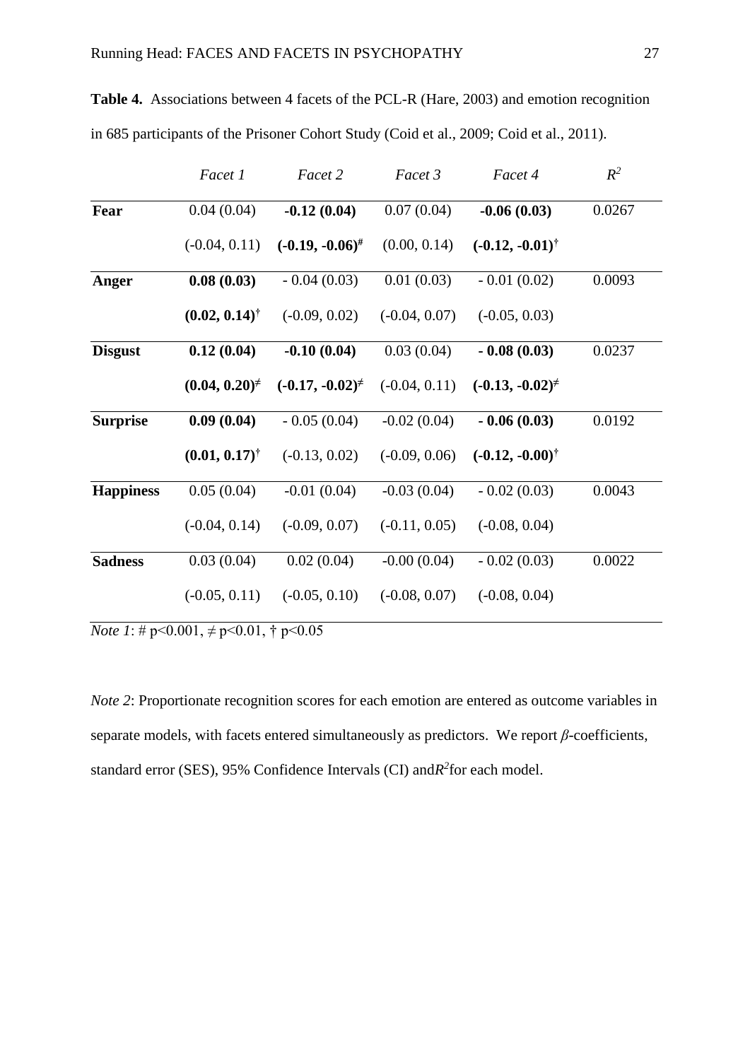**Table 4.** Associations between 4 facets of the PCL-R (Hare, 2003) and emotion recognition in 685 participants of the Prisoner Cohort Study (Coid et al., 2009; Coid et al., 2011).

| | *Facet 1* | *Facet 2* | *Facet 3* | *Facet 4* | $R^2$ |
|---|---|---|---|---|---|
| **Fear** | 0.04 (0.04) | **-0.12 (0.04)** | 0.07 (0.04) | **-0.06 (0.03)** | 0.0267 |
| | (-0.04, 0.11) | **(-0.19, -0.06)**# | (0.00, 0.14) | **(-0.12, -0.01)**† | |
| **Anger** | **0.08 (0.03)** | - 0.04 (0.03) | 0.01 (0.03) | - 0.01 (0.02) | 0.0093 |
| | **(0.02, 0.14)**† | (-0.09, 0.02) | (-0.04, 0.07) | (-0.05, 0.03) | |
| **Disgust** | **0.12 (0.04)** | **-0.10 (0.04)** | 0.03 (0.04) | **- 0.08 (0.03)** | 0.0237 |
| | **(0.04, 0.20)**≠ | **(-0.17, -0.02)**≠ | (-0.04, 0.11) | **(-0.13, -0.02)**≠ | |
| **Surprise** | **0.09 (0.04)** | - 0.05 (0.04) | -0.02 (0.04) | **- 0.06 (0.03)** | 0.0192 |
| | **(0.01, 0.17)**† | (-0.13, 0.02) | (-0.09, 0.06) | **(-0.12, -0.00)**† | |
| **Happiness** | 0.05 (0.04) | -0.01 (0.04) | -0.03 (0.04) | - 0.02 (0.03) | 0.0043 |
| | (-0.04, 0.14) | (-0.09, 0.07) | (-0.11, 0.05) | (-0.08, 0.04) | |
| **Sadness** | 0.03 (0.04) | 0.02 (0.04) | -0.00 (0.04) | - 0.02 (0.03) | 0.0022 |
| | (-0.05, 0.11) | (-0.05, 0.10) | (-0.08, 0.07) | (-0.08, 0.04) | |

*Note 1*: # $p<0.001$, ≠ $p<0.01$, † $p<0.05$

*Note 2*: Proportionate recognition scores for each emotion are entered as outcome variables in separate models, with facets entered simultaneously as predictors. We report $\beta$-coefficients, standard error (SES), 95% Confidence Intervals (CI) and $R^2$ for each model.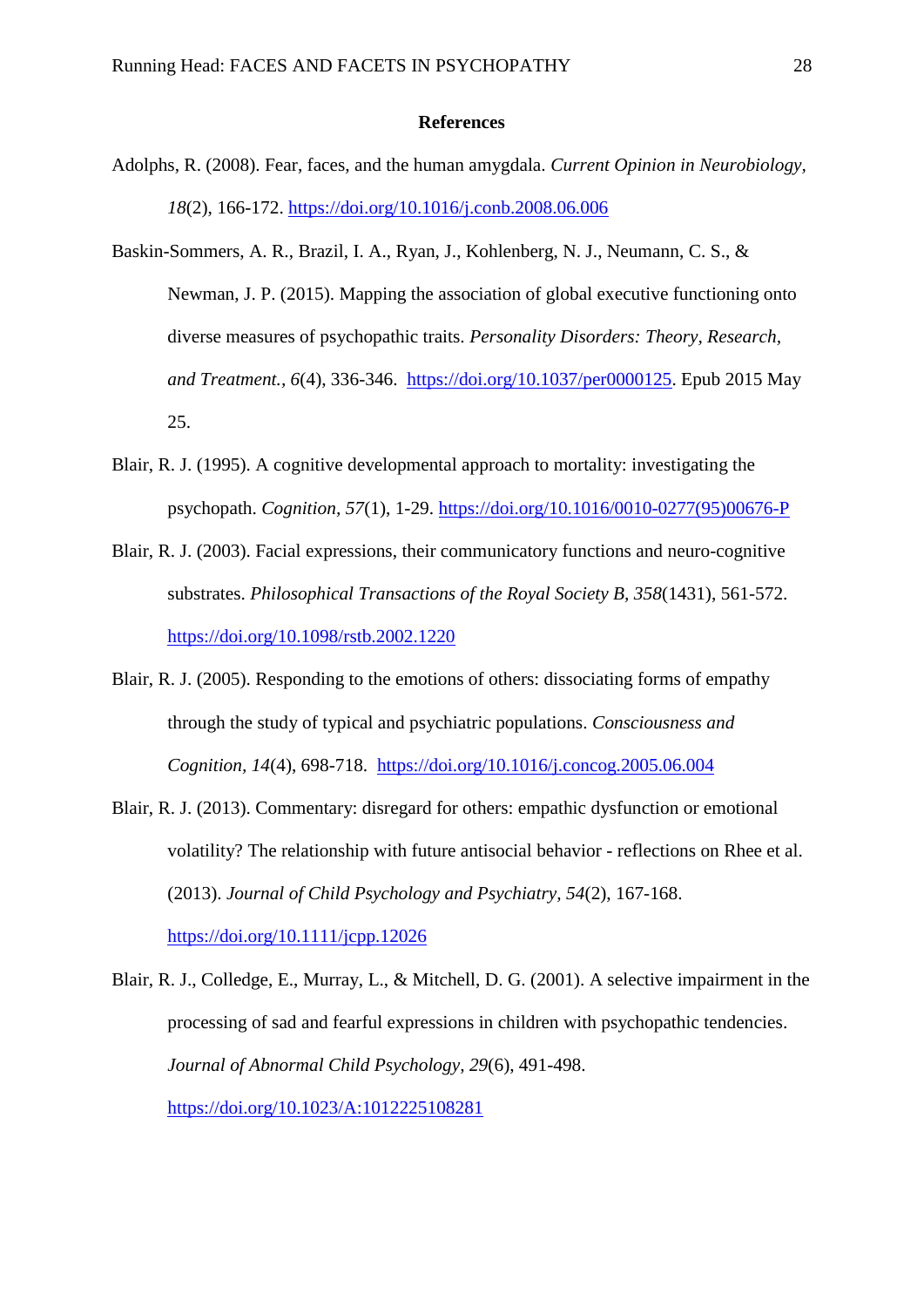**References**

Adolphs, R. (2008). Fear, faces, and the human amygdala. *Current Opinion in Neurobiology, 18*(2), 166-172. https://doi.org/10.1016/j.conb.2008.06.006

Baskin-Sommers, A. R., Brazil, I. A., Ryan, J., Kohlenberg, N. J., Neumann, C. S., & Newman, J. P. (2015). Mapping the association of global executive functioning onto diverse measures of psychopathic traits. *Personality Disorders: Theory, Research, and Treatment., 6*(4), 336-346. https://doi.org/10.1037/per0000125. Epub 2015 May 25.

Blair, R. J. (1995). A cognitive developmental approach to mortality: investigating the psychopath. *Cognition, 57*(1), 1-29. https://doi.org/10.1016/0010-0277(95)00676-P

Blair, R. J. (2003). Facial expressions, their communicatory functions and neuro-cognitive substrates. *Philosophical Transactions of the Royal Society B, 358*(1431), 561-572. https://doi.org/10.1098/rstb.2002.1220

Blair, R. J. (2005). Responding to the emotions of others: dissociating forms of empathy through the study of typical and psychiatric populations. *Consciousness and Cognition, 14*(4), 698-718. https://doi.org/10.1016/j.concog.2005.06.004

Blair, R. J. (2013). Commentary: disregard for others: empathic dysfunction or emotional volatility? The relationship with future antisocial behavior - reflections on Rhee et al. (2013). *Journal of Child Psychology and Psychiatry, 54*(2), 167-168. https://doi.org/10.1111/jcpp.12026

Blair, R. J., Colledge, E., Murray, L., & Mitchell, D. G. (2001). A selective impairment in the processing of sad and fearful expressions in children with psychopathic tendencies. *Journal of Abnormal Child Psychology, 29*(6), 491-498. https://doi.org/10.1023/A:1012225108281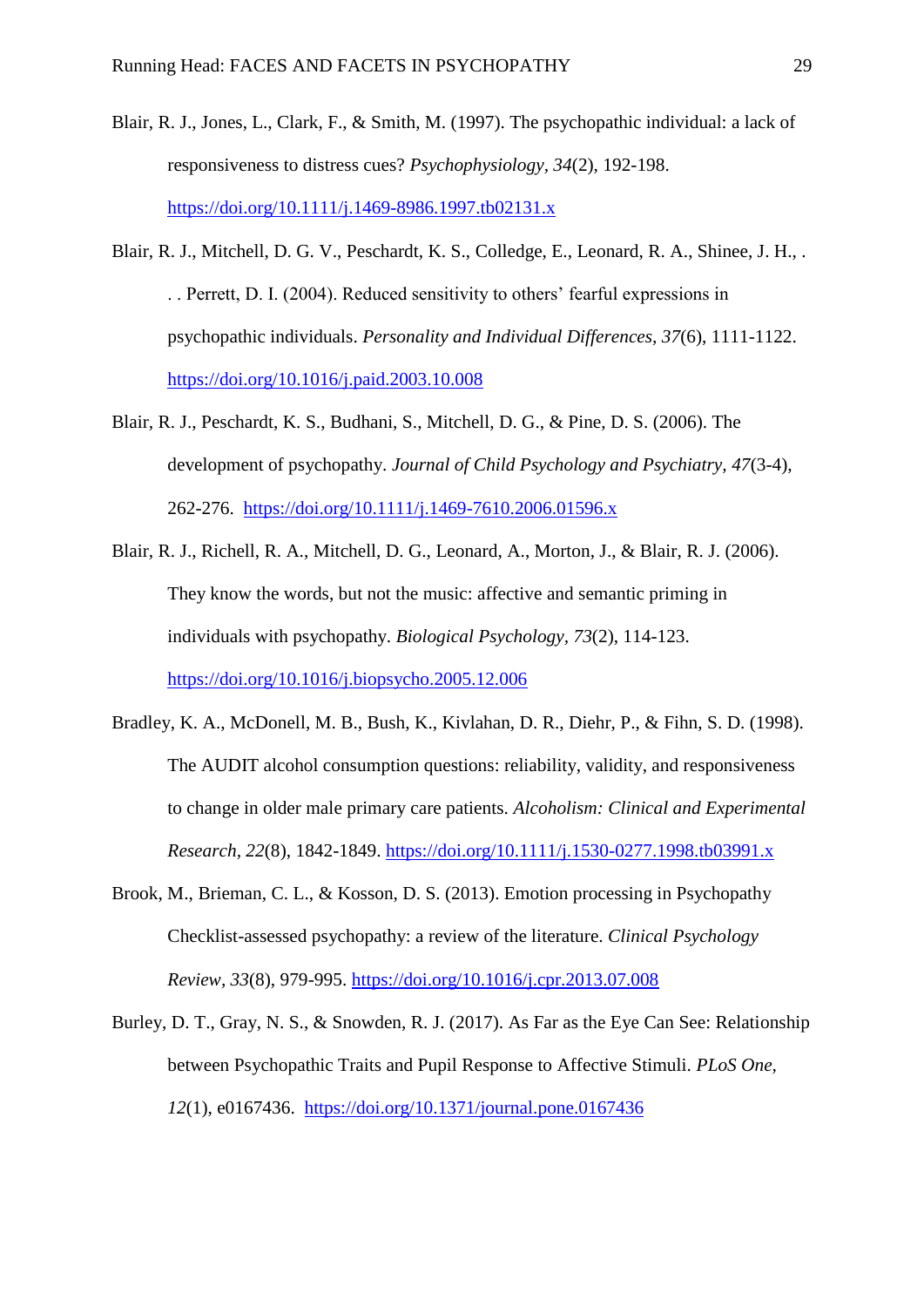Blair, R. J., Jones, L., Clark, F., & Smith, M. (1997). The psychopathic individual: a lack of responsiveness to distress cues? *Psychophysiology*, *34*(2), 192-198. https://doi.org/10.1111/j.1469-8986.1997.tb02131.x

Blair, R. J., Mitchell, D. G. V., Peschardt, K. S., Colledge, E., Leonard, R. A., Shinee, J. H., . . . Perrett, D. I. (2004). Reduced sensitivity to others' fearful expressions in psychopathic individuals. *Personality and Individual Differences*, *37*(6), 1111-1122. https://doi.org/10.1016/j.paid.2003.10.008

Blair, R. J., Peschardt, K. S., Budhani, S., Mitchell, D. G., & Pine, D. S. (2006). The development of psychopathy. *Journal of Child Psychology and Psychiatry*, *47*(3-4), 262-276. https://doi.org/10.1111/j.1469-7610.2006.01596.x

Blair, R. J., Richell, R. A., Mitchell, D. G., Leonard, A., Morton, J., & Blair, R. J. (2006). They know the words, but not the music: affective and semantic priming in individuals with psychopathy. *Biological Psychology*, *73*(2), 114-123. https://doi.org/10.1016/j.biopsycho.2005.12.006

Bradley, K. A., McDonell, M. B., Bush, K., Kivlahan, D. R., Diehr, P., & Fihn, S. D. (1998). The AUDIT alcohol consumption questions: reliability, validity, and responsiveness to change in older male primary care patients. *Alcoholism: Clinical and Experimental Research*, *22*(8), 1842-1849. https://doi.org/10.1111/j.1530-0277.1998.tb03991.x

Brook, M., Brieman, C. L., & Kosson, D. S. (2013). Emotion processing in Psychopathy Checklist-assessed psychopathy: a review of the literature. *Clinical Psychology Review*, *33*(8), 979-995. https://doi.org/10.1016/j.cpr.2013.07.008

Burley, D. T., Gray, N. S., & Snowden, R. J. (2017). As Far as the Eye Can See: Relationship between Psychopathic Traits and Pupil Response to Affective Stimuli. *PLoS One*, *12*(1), e0167436. https://doi.org/10.1371/journal.pone.0167436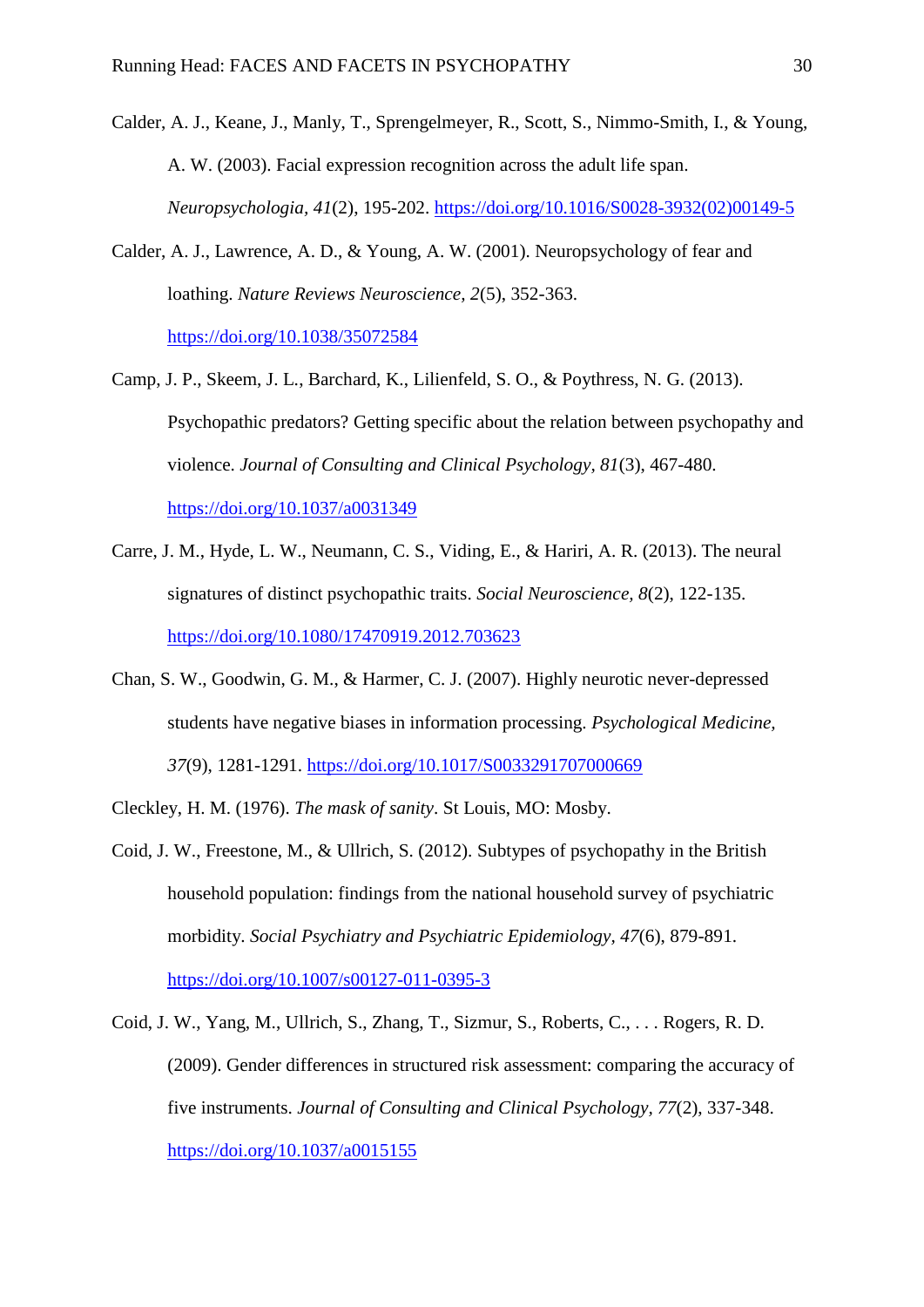Calder, A. J., Keane, J., Manly, T., Sprengelmeyer, R., Scott, S., Nimmo-Smith, I., & Young, A. W. (2003). Facial expression recognition across the adult life span. *Neuropsychologia, 41*(2), 195-202. https://doi.org/10.1016/S0028-3932(02)00149-5

Calder, A. J., Lawrence, A. D., & Young, A. W. (2001). Neuropsychology of fear and loathing. *Nature Reviews Neuroscience, 2*(5), 352-363. https://doi.org/10.1038/35072584

Camp, J. P., Skeem, J. L., Barchard, K., Lilienfeld, S. O., & Poythress, N. G. (2013). Psychopathic predators? Getting specific about the relation between psychopathy and violence. *Journal of Consulting and Clinical Psychology, 81*(3), 467-480. https://doi.org/10.1037/a0031349

Carre, J. M., Hyde, L. W., Neumann, C. S., Viding, E., & Hariri, A. R. (2013). The neural signatures of distinct psychopathic traits. *Social Neuroscience, 8*(2), 122-135. https://doi.org/10.1080/17470919.2012.703623

Chan, S. W., Goodwin, G. M., & Harmer, C. J. (2007). Highly neurotic never-depressed students have negative biases in information processing. *Psychological Medicine, 37*(9), 1281-1291. https://doi.org/10.1017/S0033291707000669

Cleckley, H. M. (1976). *The mask of sanity*. St Louis, MO: Mosby.

Coid, J. W., Freestone, M., & Ullrich, S. (2012). Subtypes of psychopathy in the British household population: findings from the national household survey of psychiatric morbidity. *Social Psychiatry and Psychiatric Epidemiology, 47*(6), 879-891. https://doi.org/10.1007/s00127-011-0395-3

Coid, J. W., Yang, M., Ullrich, S., Zhang, T., Sizmur, S., Roberts, C., . . . Rogers, R. D. (2009). Gender differences in structured risk assessment: comparing the accuracy of five instruments. *Journal of Consulting and Clinical Psychology, 77*(2), 337-348. https://doi.org/10.1037/a0015155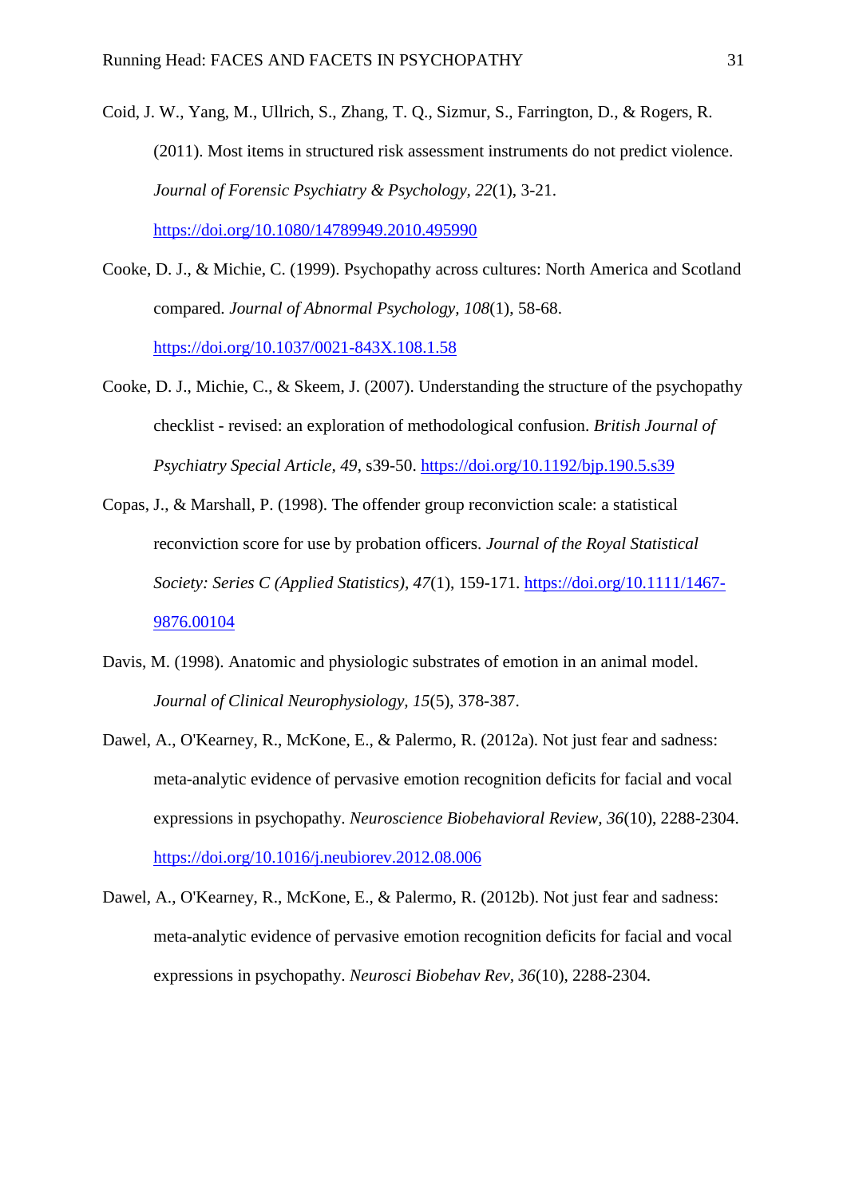Coid, J. W., Yang, M., Ullrich, S., Zhang, T. Q., Sizmur, S., Farrington, D., & Rogers, R. (2011). Most items in structured risk assessment instruments do not predict violence. *Journal of Forensic Psychiatry & Psychology*, *22*(1), 3-21. https://doi.org/10.1080/14789949.2010.495990

Cooke, D. J., & Michie, C. (1999). Psychopathy across cultures: North America and Scotland compared. *Journal of Abnormal Psychology*, *108*(1), 58-68. https://doi.org/10.1037/0021-843X.108.1.58

Cooke, D. J., Michie, C., & Skeem, J. (2007). Understanding the structure of the psychopathy checklist - revised: an exploration of methodological confusion. *British Journal of Psychiatry Special Article*, *49*, s39-50. https://doi.org/10.1192/bjp.190.5.s39

Copas, J., & Marshall, P. (1998). The offender group reconviction scale: a statistical reconviction score for use by probation officers. *Journal of the Royal Statistical Society: Series C (Applied Statistics)*, *47*(1), 159-171. https://doi.org/10.1111/1467-9876.00104

Davis, M. (1998). Anatomic and physiologic substrates of emotion in an animal model. *Journal of Clinical Neurophysiology*, *15*(5), 378-387.

Dawel, A., O'Kearney, R., McKone, E., & Palermo, R. (2012a). Not just fear and sadness: meta-analytic evidence of pervasive emotion recognition deficits for facial and vocal expressions in psychopathy. *Neuroscience Biobehavioral Review*, *36*(10), 2288-2304. https://doi.org/10.1016/j.neubiorev.2012.08.006

Dawel, A., O'Kearney, R., McKone, E., & Palermo, R. (2012b). Not just fear and sadness: meta-analytic evidence of pervasive emotion recognition deficits for facial and vocal expressions in psychopathy. *Neurosci Biobehav Rev*, *36*(10), 2288-2304.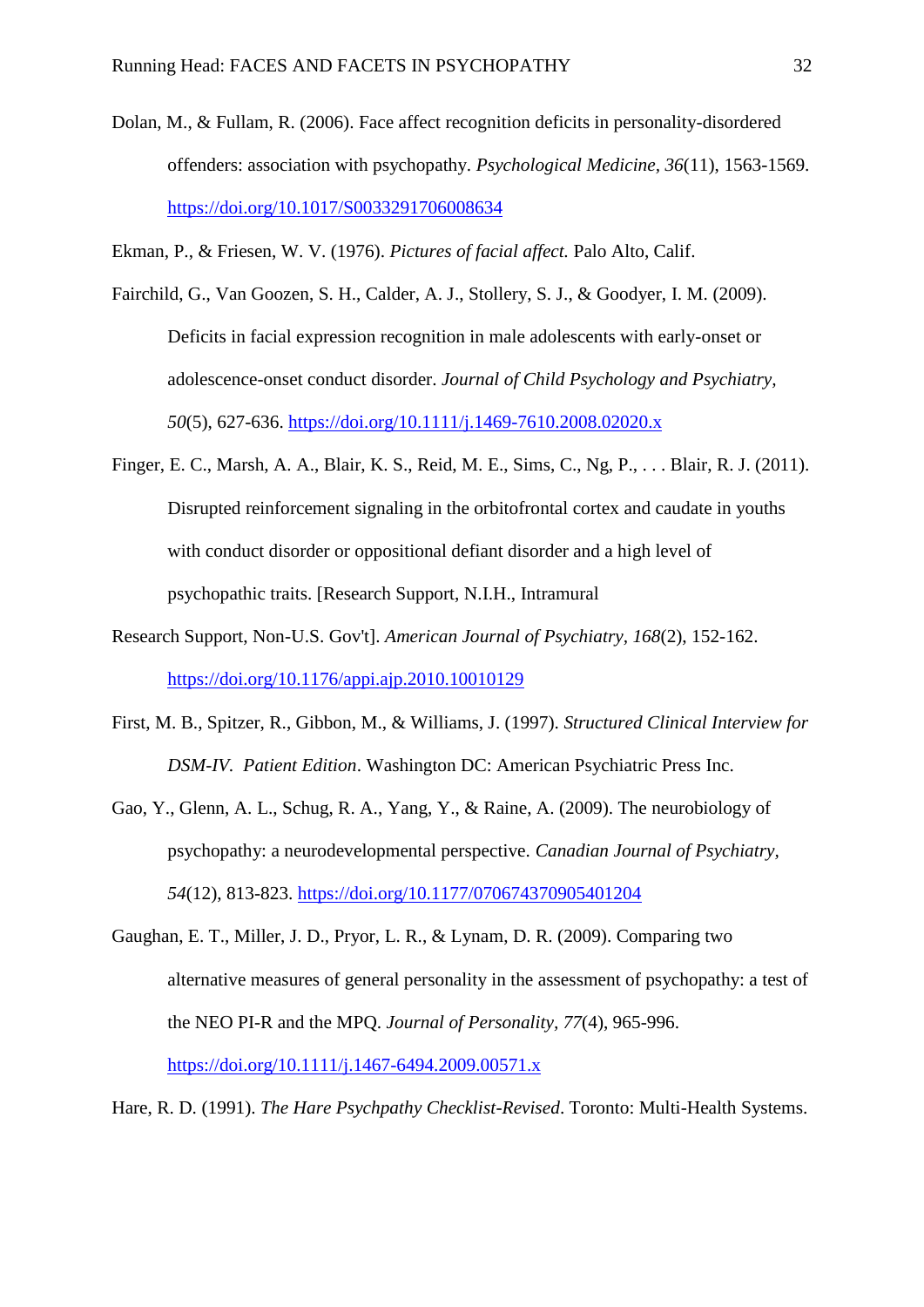Dolan, M., & Fullam, R. (2006). Face affect recognition deficits in personality-disordered offenders: association with psychopathy. *Psychological Medicine, 36*(11), 1563-1569. https://doi.org/10.1017/S0033291706008634

Ekman, P., & Friesen, W. V. (1976). *Pictures of facial affect.* Palo Alto, Calif.

Fairchild, G., Van Goozen, S. H., Calder, A. J., Stollery, S. J., & Goodyer, I. M. (2009). Deficits in facial expression recognition in male adolescents with early-onset or adolescence-onset conduct disorder. *Journal of Child Psychology and Psychiatry, 50*(5), 627-636. https://doi.org/10.1111/j.1469-7610.2008.02020.x

Finger, E. C., Marsh, A. A., Blair, K. S., Reid, M. E., Sims, C., Ng, P., . . . Blair, R. J. (2011). Disrupted reinforcement signaling in the orbitofrontal cortex and caudate in youths with conduct disorder or oppositional defiant disorder and a high level of psychopathic traits. [Research Support, N.I.H., Intramural

Research Support, Non-U.S. Gov't]. *American Journal of Psychiatry, 168*(2), 152-162. https://doi.org/10.1176/appi.ajp.2010.10010129

First, M. B., Spitzer, R., Gibbon, M., & Williams, J. (1997). *Structured Clinical Interview for DSM-IV. Patient Edition*. Washington DC: American Psychiatric Press Inc.

Gao, Y., Glenn, A. L., Schug, R. A., Yang, Y., & Raine, A. (2009). The neurobiology of psychopathy: a neurodevelopmental perspective. *Canadian Journal of Psychiatry, 54*(12), 813-823. https://doi.org/10.1177/070674370905401204

Gaughan, E. T., Miller, J. D., Pryor, L. R., & Lynam, D. R. (2009). Comparing two alternative measures of general personality in the assessment of psychopathy: a test of the NEO PI-R and the MPQ. *Journal of Personality, 77*(4), 965-996. https://doi.org/10.1111/j.1467-6494.2009.00571.x

Hare, R. D. (1991). *The Hare Psychpathy Checklist-Revised*. Toronto: Multi-Health Systems.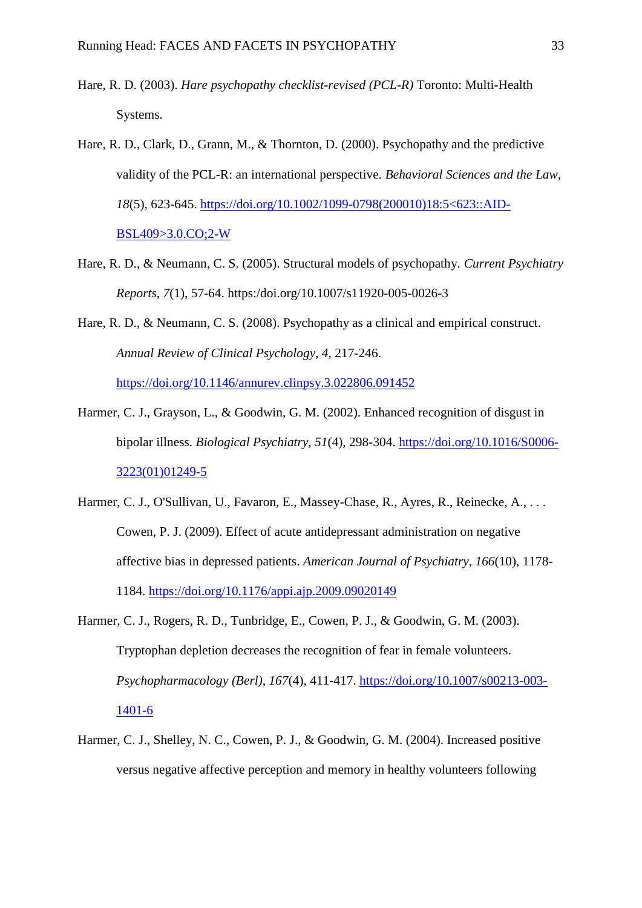Hare, R. D. (2003). *Hare psychopathy checklist-revised (PCL-R)* Toronto: Multi-Health Systems.

Hare, R. D., Clark, D., Grann, M., & Thornton, D. (2000). Psychopathy and the predictive validity of the PCL-R: an international perspective. *Behavioral Sciences and the Law, 18*(5), 623-645. https://doi.org/10.1002/1099-0798(200010)18:5<623::AID-BSL409>3.0.CO;2-W

Hare, R. D., & Neumann, C. S. (2005). Structural models of psychopathy. *Current Psychiatry Reports, 7*(1), 57-64. https:/doi.org/10.1007/s11920-005-0026-3

Hare, R. D., & Neumann, C. S. (2008). Psychopathy as a clinical and empirical construct. *Annual Review of Clinical Psychology, 4*, 217-246. https://doi.org/10.1146/annurev.clinpsy.3.022806.091452

Harmer, C. J., Grayson, L., & Goodwin, G. M. (2002). Enhanced recognition of disgust in bipolar illness. *Biological Psychiatry, 51*(4), 298-304. https://doi.org/10.1016/S0006-3223(01)01249-5

Harmer, C. J., O'Sullivan, U., Favaron, E., Massey-Chase, R., Ayres, R., Reinecke, A., . . . Cowen, P. J. (2009). Effect of acute antidepressant administration on negative affective bias in depressed patients. *American Journal of Psychiatry, 166*(10), 1178-1184. https://doi.org/10.1176/appi.ajp.2009.09020149

Harmer, C. J., Rogers, R. D., Tunbridge, E., Cowen, P. J., & Goodwin, G. M. (2003). Tryptophan depletion decreases the recognition of fear in female volunteers. *Psychopharmacology (Berl), 167*(4), 411-417. https://doi.org/10.1007/s00213-003-1401-6

Harmer, C. J., Shelley, N. C., Cowen, P. J., & Goodwin, G. M. (2004). Increased positive versus negative affective perception and memory in healthy volunteers following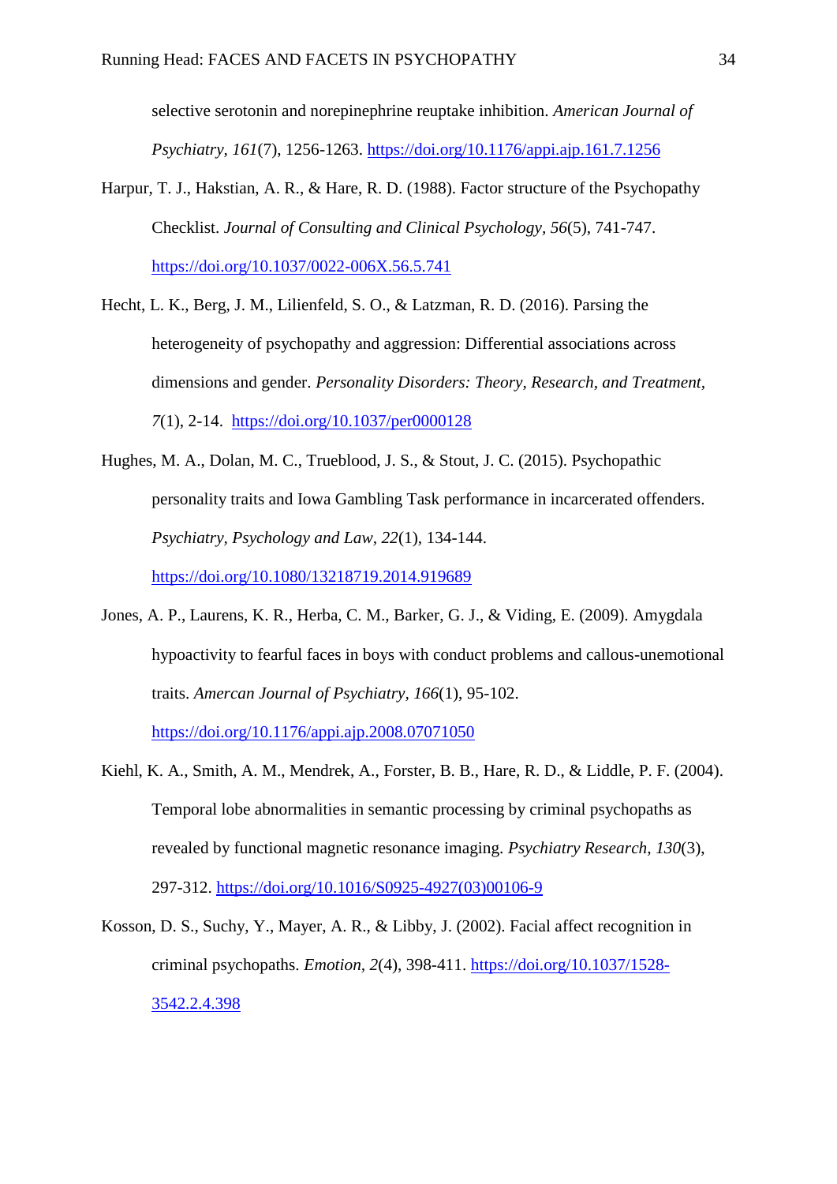selective serotonin and norepinephrine reuptake inhibition. *American Journal of Psychiatry, 161*(7), 1256-1263. https://doi.org/10.1176/appi.ajp.161.7.1256

Harpur, T. J., Hakstian, A. R., & Hare, R. D. (1988). Factor structure of the Psychopathy Checklist. *Journal of Consulting and Clinical Psychology, 56*(5), 741-747. https://doi.org/10.1037/0022-006X.56.5.741

Hecht, L. K., Berg, J. M., Lilienfeld, S. O., & Latzman, R. D. (2016). Parsing the heterogeneity of psychopathy and aggression: Differential associations across dimensions and gender. *Personality Disorders: Theory, Research, and Treatment, 7*(1), 2-14. https://doi.org/10.1037/per0000128

Hughes, M. A., Dolan, M. C., Trueblood, J. S., & Stout, J. C. (2015). Psychopathic personality traits and Iowa Gambling Task performance in incarcerated offenders. *Psychiatry, Psychology and Law, 22*(1), 134-144. https://doi.org/10.1080/13218719.2014.919689

Jones, A. P., Laurens, K. R., Herba, C. M., Barker, G. J., & Viding, E. (2009). Amygdala hypoactivity to fearful faces in boys with conduct problems and callous-unemotional traits. *Amercan Journal of Psychiatry, 166*(1), 95-102. https://doi.org/10.1176/appi.ajp.2008.07071050

Kiehl, K. A., Smith, A. M., Mendrek, A., Forster, B. B., Hare, R. D., & Liddle, P. F. (2004). Temporal lobe abnormalities in semantic processing by criminal psychopaths as revealed by functional magnetic resonance imaging. *Psychiatry Research, 130*(3), 297-312. https://doi.org/10.1016/S0925-4927(03)00106-9

Kosson, D. S., Suchy, Y., Mayer, A. R., & Libby, J. (2002). Facial affect recognition in criminal psychopaths. *Emotion, 2*(4), 398-411. https://doi.org/10.1037/1528-3542.2.4.398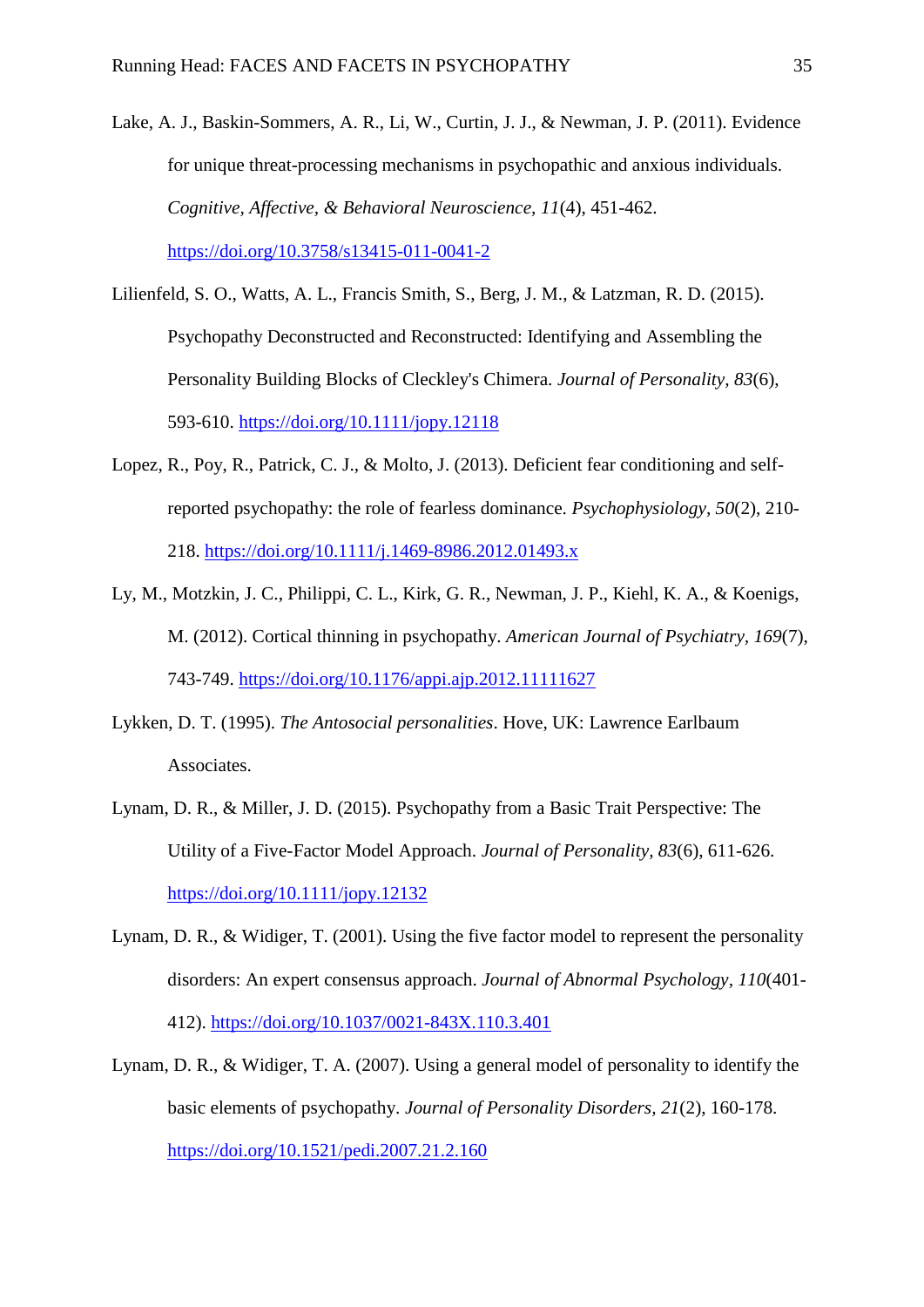Lake, A. J., Baskin-Sommers, A. R., Li, W., Curtin, J. J., & Newman, J. P. (2011). Evidence for unique threat-processing mechanisms in psychopathic and anxious individuals. *Cognitive, Affective, & Behavioral Neuroscience, 11*(4), 451-462. https://doi.org/10.3758/s13415-011-0041-2

Lilienfeld, S. O., Watts, A. L., Francis Smith, S., Berg, J. M., & Latzman, R. D. (2015). Psychopathy Deconstructed and Reconstructed: Identifying and Assembling the Personality Building Blocks of Cleckley's Chimera. *Journal of Personality, 83*(6), 593-610. https://doi.org/10.1111/jopy.12118

Lopez, R., Poy, R., Patrick, C. J., & Molto, J. (2013). Deficient fear conditioning and self-reported psychopathy: the role of fearless dominance. *Psychophysiology, 50*(2), 210-218. https://doi.org/10.1111/j.1469-8986.2012.01493.x

Ly, M., Motzkin, J. C., Philippi, C. L., Kirk, G. R., Newman, J. P., Kiehl, K. A., & Koenigs, M. (2012). Cortical thinning in psychopathy. *American Journal of Psychiatry, 169*(7), 743-749. https://doi.org/10.1176/appi.ajp.2012.11111627

Lykken, D. T. (1995). *The Antosocial personalities*. Hove, UK: Lawrence Earlbaum Associates.

Lynam, D. R., & Miller, J. D. (2015). Psychopathy from a Basic Trait Perspective: The Utility of a Five-Factor Model Approach. *Journal of Personality, 83*(6), 611-626. https://doi.org/10.1111/jopy.12132

Lynam, D. R., & Widiger, T. (2001). Using the five factor model to represent the personality disorders: An expert consensus approach. *Journal of Abnormal Psychology, 110*(401-412). https://doi.org/10.1037/0021-843X.110.3.401

Lynam, D. R., & Widiger, T. A. (2007). Using a general model of personality to identify the basic elements of psychopathy. *Journal of Personality Disorders, 21*(2), 160-178. https://doi.org/10.1521/pedi.2007.21.2.160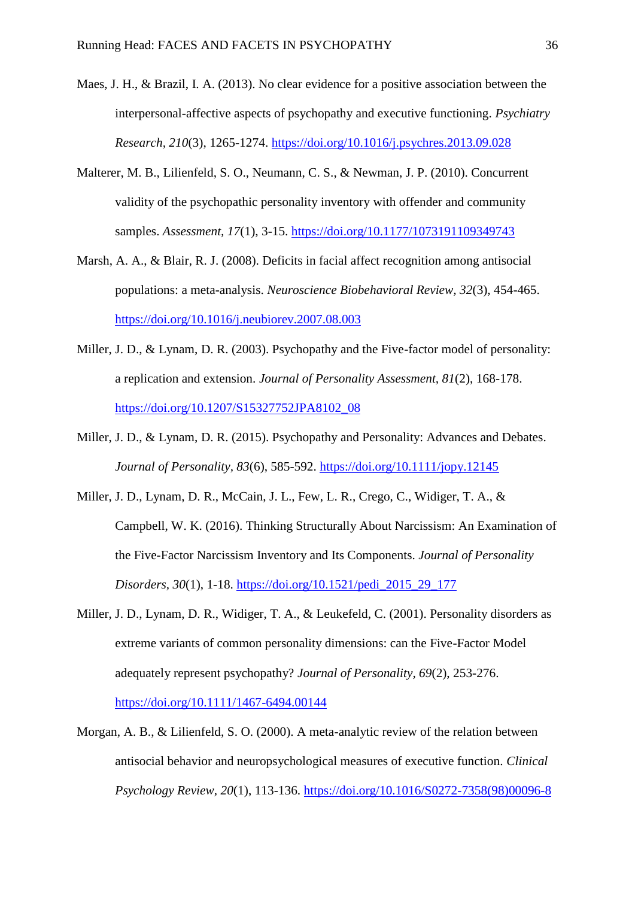Maes, J. H., & Brazil, I. A. (2013). No clear evidence for a positive association between the interpersonal-affective aspects of psychopathy and executive functioning. *Psychiatry Research*, *210*(3), 1265-1274. https://doi.org/10.1016/j.psychres.2013.09.028

Malterer, M. B., Lilienfeld, S. O., Neumann, C. S., & Newman, J. P. (2010). Concurrent validity of the psychopathic personality inventory with offender and community samples. *Assessment, 17*(1), 3-15. https://doi.org/10.1177/1073191109349743

Marsh, A. A., & Blair, R. J. (2008). Deficits in facial affect recognition among antisocial populations: a meta-analysis. *Neuroscience Biobehavioral Review, 32*(3), 454-465. https://doi.org/10.1016/j.neubiorev.2007.08.003

Miller, J. D., & Lynam, D. R. (2003). Psychopathy and the Five-factor model of personality: a replication and extension. *Journal of Personality Assessment, 81*(2), 168-178. https://doi.org/10.1207/S15327752JPA8102_08

Miller, J. D., & Lynam, D. R. (2015). Psychopathy and Personality: Advances and Debates. *Journal of Personality*, *83*(6), 585-592. https://doi.org/10.1111/jopy.12145

Miller, J. D., Lynam, D. R., McCain, J. L., Few, L. R., Crego, C., Widiger, T. A., & Campbell, W. K. (2016). Thinking Structurally About Narcissism: An Examination of the Five-Factor Narcissism Inventory and Its Components. *Journal of Personality Disorders, 30*(1), 1-18. https://doi.org/10.1521/pedi_2015_29_177

Miller, J. D., Lynam, D. R., Widiger, T. A., & Leukefeld, C. (2001). Personality disorders as extreme variants of common personality dimensions: can the Five-Factor Model adequately represent psychopathy? *Journal of Personality*, *69*(2), 253-276. https://doi.org/10.1111/1467-6494.00144

Morgan, A. B., & Lilienfeld, S. O. (2000). A meta-analytic review of the relation between antisocial behavior and neuropsychological measures of executive function. *Clinical Psychology Review*, *20*(1), 113-136. https://doi.org/10.1016/S0272-7358(98)00096-8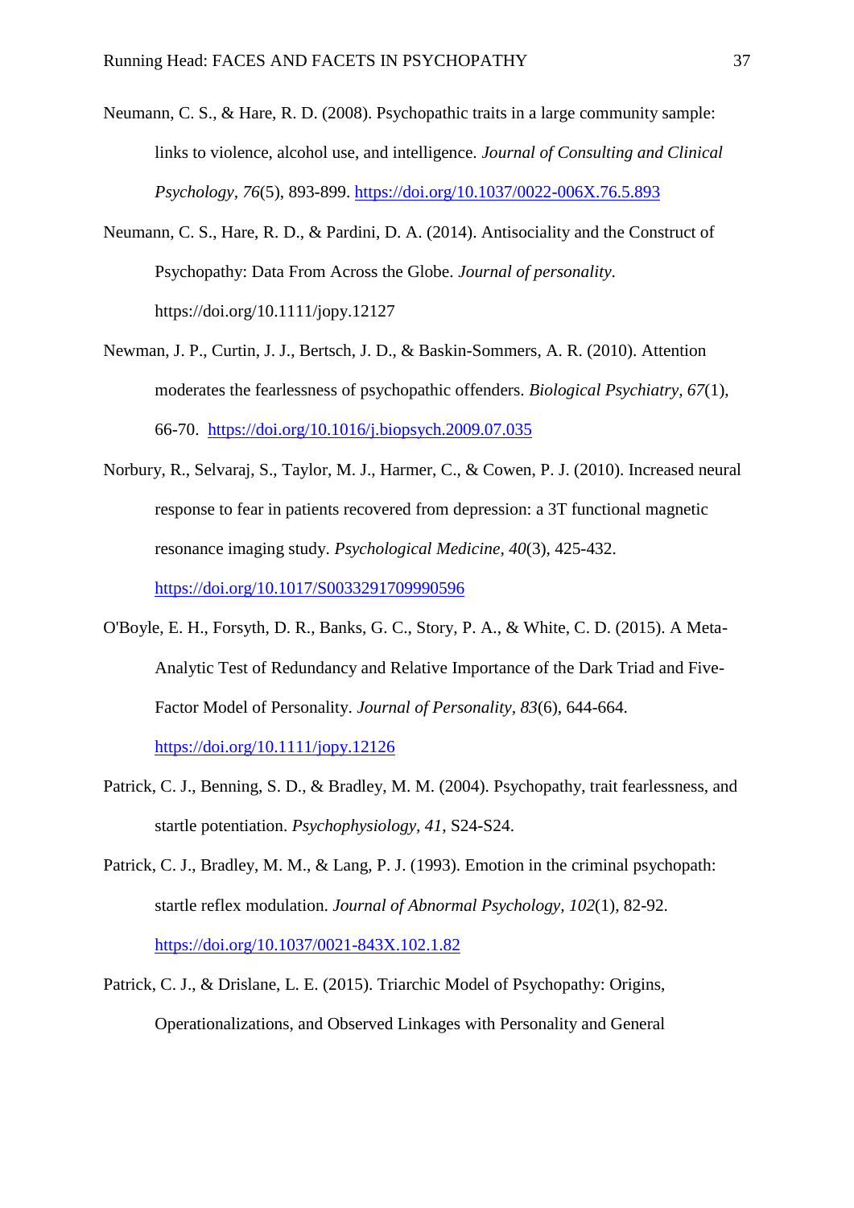Neumann, C. S., & Hare, R. D. (2008). Psychopathic traits in a large community sample: links to violence, alcohol use, and intelligence. *Journal of Consulting and Clinical Psychology, 76*(5), 893-899. https://doi.org/10.1037/0022-006X.76.5.893

Neumann, C. S., Hare, R. D., & Pardini, D. A. (2014). Antisociality and the Construct of Psychopathy: Data From Across the Globe. *Journal of personality*. https://doi.org/10.1111/jopy.12127

Newman, J. P., Curtin, J. J., Bertsch, J. D., & Baskin-Sommers, A. R. (2010). Attention moderates the fearlessness of psychopathic offenders. *Biological Psychiatry, 67*(1), 66-70. https://doi.org/10.1016/j.biopsych.2009.07.035

Norbury, R., Selvaraj, S., Taylor, M. J., Harmer, C., & Cowen, P. J. (2010). Increased neural response to fear in patients recovered from depression: a 3T functional magnetic resonance imaging study. *Psychological Medicine, 40*(3), 425-432. https://doi.org/10.1017/S0033291709990596

O'Boyle, E. H., Forsyth, D. R., Banks, G. C., Story, P. A., & White, C. D. (2015). A Meta-Analytic Test of Redundancy and Relative Importance of the Dark Triad and Five-Factor Model of Personality. *Journal of Personality, 83*(6), 644-664. https://doi.org/10.1111/jopy.12126

Patrick, C. J., Benning, S. D., & Bradley, M. M. (2004). Psychopathy, trait fearlessness, and startle potentiation. *Psychophysiology, 41*, S24-S24.

Patrick, C. J., Bradley, M. M., & Lang, P. J. (1993). Emotion in the criminal psychopath: startle reflex modulation. *Journal of Abnormal Psychology, 102*(1), 82-92. https://doi.org/10.1037/0021-843X.102.1.82

Patrick, C. J., & Drislane, L. E. (2015). Triarchic Model of Psychopathy: Origins, Operationalizations, and Observed Linkages with Personality and General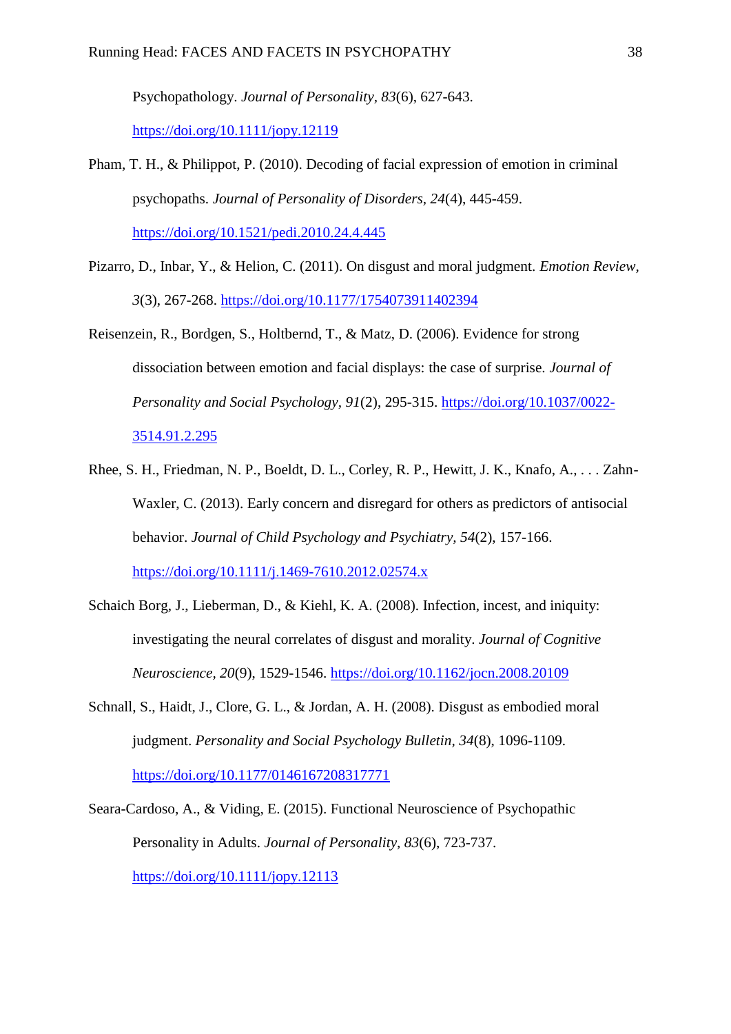Psychopathology. *Journal of Personality*, *83*(6), 627-643. https://doi.org/10.1111/jopy.12119

Pham, T. H., & Philippot, P. (2010). Decoding of facial expression of emotion in criminal psychopaths. *Journal of Personality of Disorders*, *24*(4), 445-459. https://doi.org/10.1521/pedi.2010.24.4.445

Pizarro, D., Inbar, Y., & Helion, C. (2011). On disgust and moral judgment. *Emotion Review*, *3*(3), 267-268. https://doi.org/10.1177/1754073911402394

Reisenzein, R., Bordgen, S., Holtbernd, T., & Matz, D. (2006). Evidence for strong dissociation between emotion and facial displays: the case of surprise. *Journal of Personality and Social Psychology*, *91*(2), 295-315. https://doi.org/10.1037/0022-3514.91.2.295

Rhee, S. H., Friedman, N. P., Boeldt, D. L., Corley, R. P., Hewitt, J. K., Knafo, A., . . . Zahn-Waxler, C. (2013). Early concern and disregard for others as predictors of antisocial behavior. *Journal of Child Psychology and Psychiatry*, *54*(2), 157-166. https://doi.org/10.1111/j.1469-7610.2012.02574.x

Schaich Borg, J., Lieberman, D., & Kiehl, K. A. (2008). Infection, incest, and iniquity: investigating the neural correlates of disgust and morality. *Journal of Cognitive Neuroscience*, *20*(9), 1529-1546. https://doi.org/10.1162/jocn.2008.20109

Schnall, S., Haidt, J., Clore, G. L., & Jordan, A. H. (2008). Disgust as embodied moral judgment. *Personality and Social Psychology Bulletin*, *34*(8), 1096-1109. https://doi.org/10.1177/0146167208317771

Seara-Cardoso, A., & Viding, E. (2015). Functional Neuroscience of Psychopathic Personality in Adults. *Journal of Personality*, *83*(6), 723-737. https://doi.org/10.1111/jopy.12113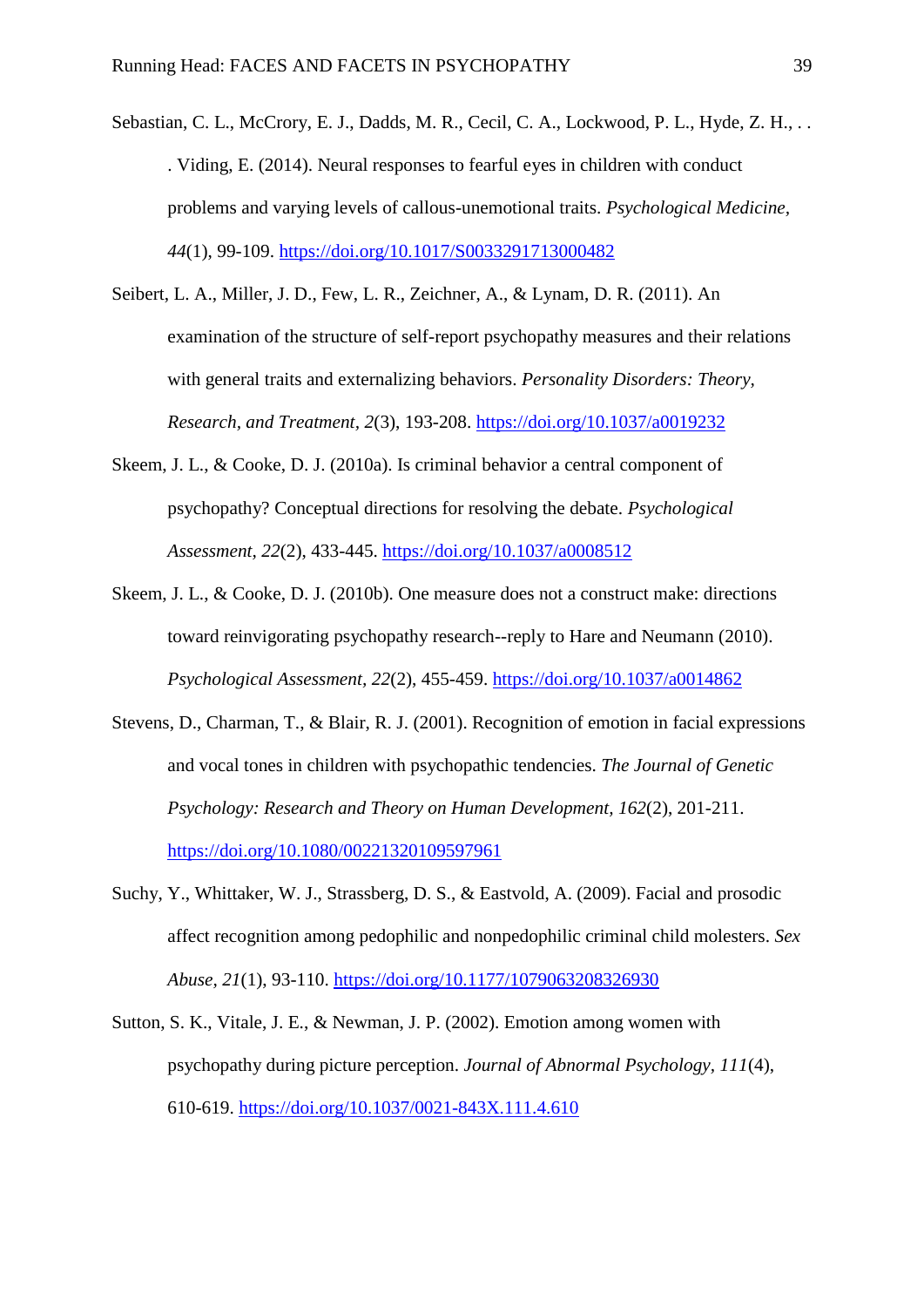Sebastian, C. L., McCrory, E. J., Dadds, M. R., Cecil, C. A., Lockwood, P. L., Hyde, Z. H., . . . Viding, E. (2014). Neural responses to fearful eyes in children with conduct problems and varying levels of callous-unemotional traits. *Psychological Medicine, 44*(1), 99-109. https://doi.org/10.1017/S0033291713000482

Seibert, L. A., Miller, J. D., Few, L. R., Zeichner, A., & Lynam, D. R. (2011). An examination of the structure of self-report psychopathy measures and their relations with general traits and externalizing behaviors. *Personality Disorders: Theory, Research, and Treatment, 2*(3), 193-208. https://doi.org/10.1037/a0019232

Skeem, J. L., & Cooke, D. J. (2010a). Is criminal behavior a central component of psychopathy? Conceptual directions for resolving the debate. *Psychological Assessment, 22*(2), 433-445. https://doi.org/10.1037/a0008512

Skeem, J. L., & Cooke, D. J. (2010b). One measure does not a construct make: directions toward reinvigorating psychopathy research--reply to Hare and Neumann (2010). *Psychological Assessment, 22*(2), 455-459. https://doi.org/10.1037/a0014862

Stevens, D., Charman, T., & Blair, R. J. (2001). Recognition of emotion in facial expressions and vocal tones in children with psychopathic tendencies. *The Journal of Genetic Psychology: Research and Theory on Human Development, 162*(2), 201-211. https://doi.org/10.1080/00221320109597961

Suchy, Y., Whittaker, W. J., Strassberg, D. S., & Eastvold, A. (2009). Facial and prosodic affect recognition among pedophilic and nonpedophilic criminal child molesters. *Sex Abuse, 21*(1), 93-110. https://doi.org/10.1177/1079063208326930

Sutton, S. K., Vitale, J. E., & Newman, J. P. (2002). Emotion among women with psychopathy during picture perception. *Journal of Abnormal Psychology, 111*(4), 610-619. https://doi.org/10.1037/0021-843X.111.4.610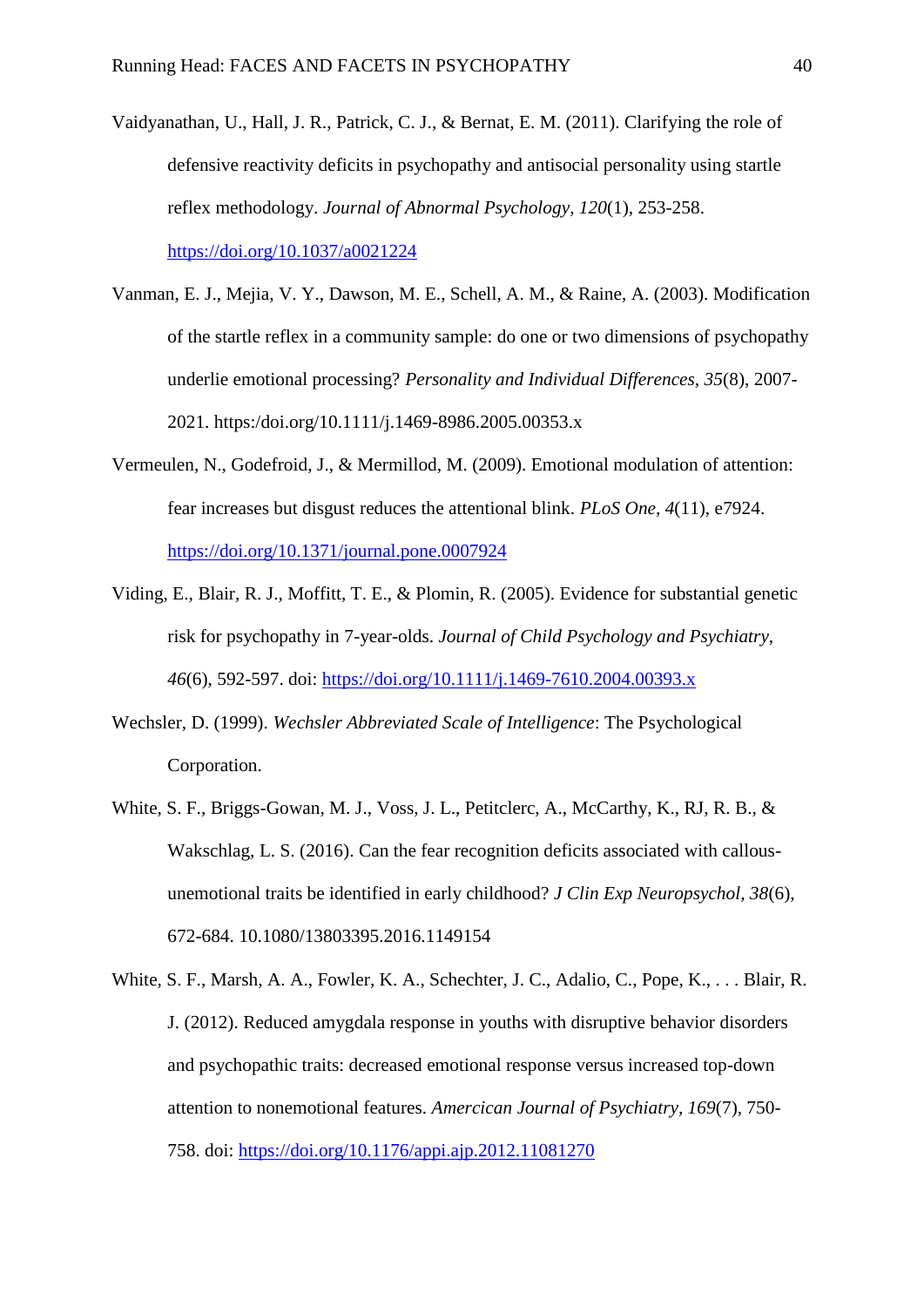Vaidyanathan, U., Hall, J. R., Patrick, C. J., & Bernat, E. M. (2011). Clarifying the role of defensive reactivity deficits in psychopathy and antisocial personality using startle reflex methodology. *Journal of Abnormal Psychology, 120*(1), 253-258. https://doi.org/10.1037/a0021224

Vanman, E. J., Mejia, V. Y., Dawson, M. E., Schell, A. M., & Raine, A. (2003). Modification of the startle reflex in a community sample: do one or two dimensions of psychopathy underlie emotional processing? *Personality and Individual Differences, 35*(8), 2007-2021. https:/doi.org/10.1111/j.1469-8986.2005.00353.x

Vermeulen, N., Godefroid, J., & Mermillod, M. (2009). Emotional modulation of attention: fear increases but disgust reduces the attentional blink. *PLoS One, 4*(11), e7924. https://doi.org/10.1371/journal.pone.0007924

Viding, E., Blair, R. J., Moffitt, T. E., & Plomin, R. (2005). Evidence for substantial genetic risk for psychopathy in 7-year-olds. *Journal of Child Psychology and Psychiatry, 46*(6), 592-597. doi: https://doi.org/10.1111/j.1469-7610.2004.00393.x

Wechsler, D. (1999). *Wechsler Abbreviated Scale of Intelligence*: The Psychological Corporation.

White, S. F., Briggs-Gowan, M. J., Voss, J. L., Petitclerc, A., McCarthy, K., RJ, R. B., & Wakschlag, L. S. (2016). Can the fear recognition deficits associated with callous-unemotional traits be identified in early childhood? *J Clin Exp Neuropsychol, 38*(6), 672-684. 10.1080/13803395.2016.1149154

White, S. F., Marsh, A. A., Fowler, K. A., Schechter, J. C., Adalio, C., Pope, K., . . . Blair, R. J. (2012). Reduced amygdala response in youths with disruptive behavior disorders and psychopathic traits: decreased emotional response versus increased top-down attention to nonemotional features. *American Journal of Psychiatry, 169*(7), 750-758. doi: https://doi.org/10.1176/appi.ajp.2012.11081270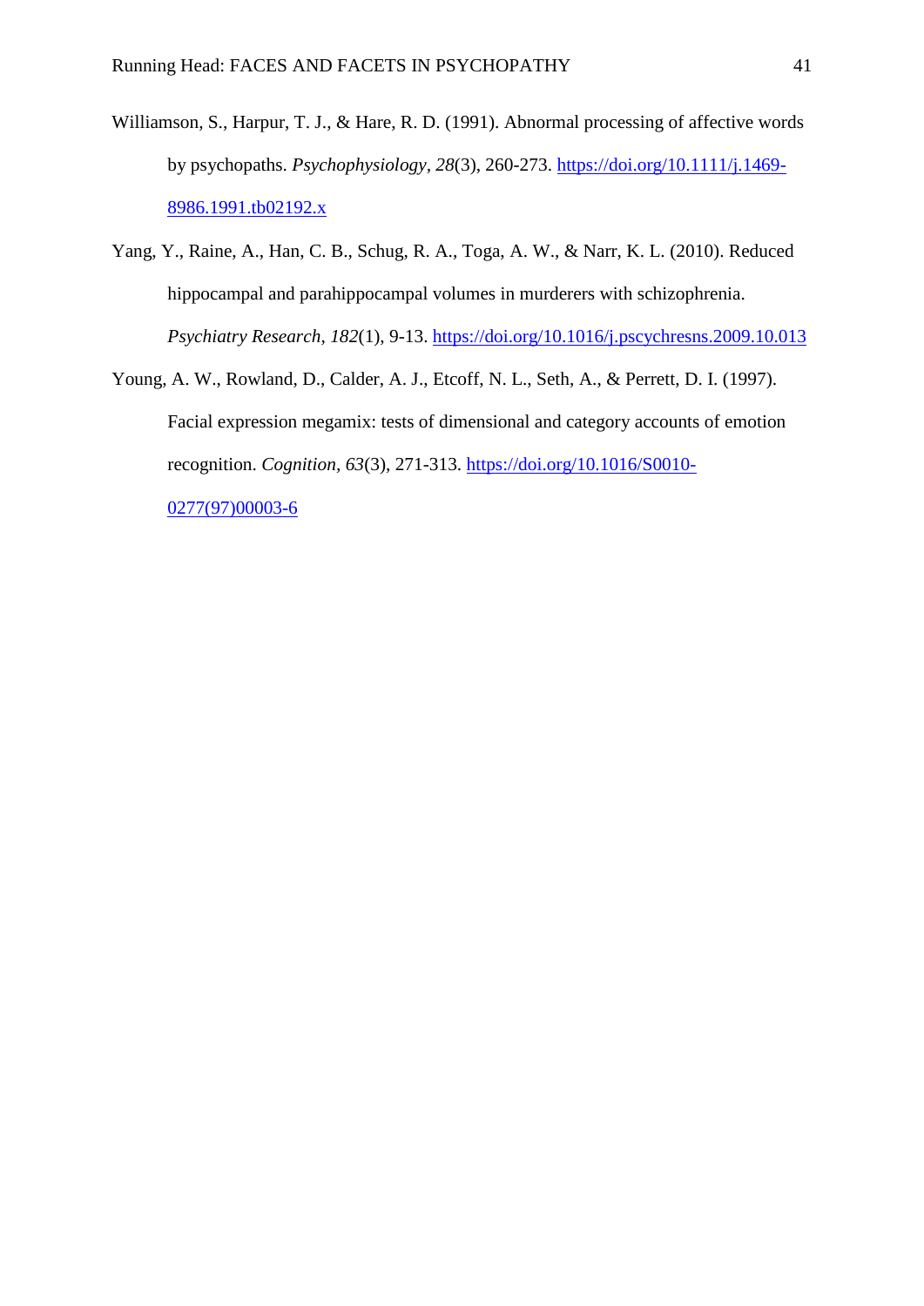Williamson, S., Harpur, T. J., & Hare, R. D. (1991). Abnormal processing of affective words by psychopaths. *Psychophysiology, 28*(3), 260-273. https://doi.org/10.1111/j.1469-8986.1991.tb02192.x

Yang, Y., Raine, A., Han, C. B., Schug, R. A., Toga, A. W., & Narr, K. L. (2010). Reduced hippocampal and parahippocampal volumes in murderers with schizophrenia. *Psychiatry Research, 182*(1), 9-13. https://doi.org/10.1016/j.pscychresns.2009.10.013

Young, A. W., Rowland, D., Calder, A. J., Etcoff, N. L., Seth, A., & Perrett, D. I. (1997). Facial expression megamix: tests of dimensional and category accounts of emotion recognition. *Cognition, 63*(3), 271-313. https://doi.org/10.1016/S0010-0277(97)00003-6